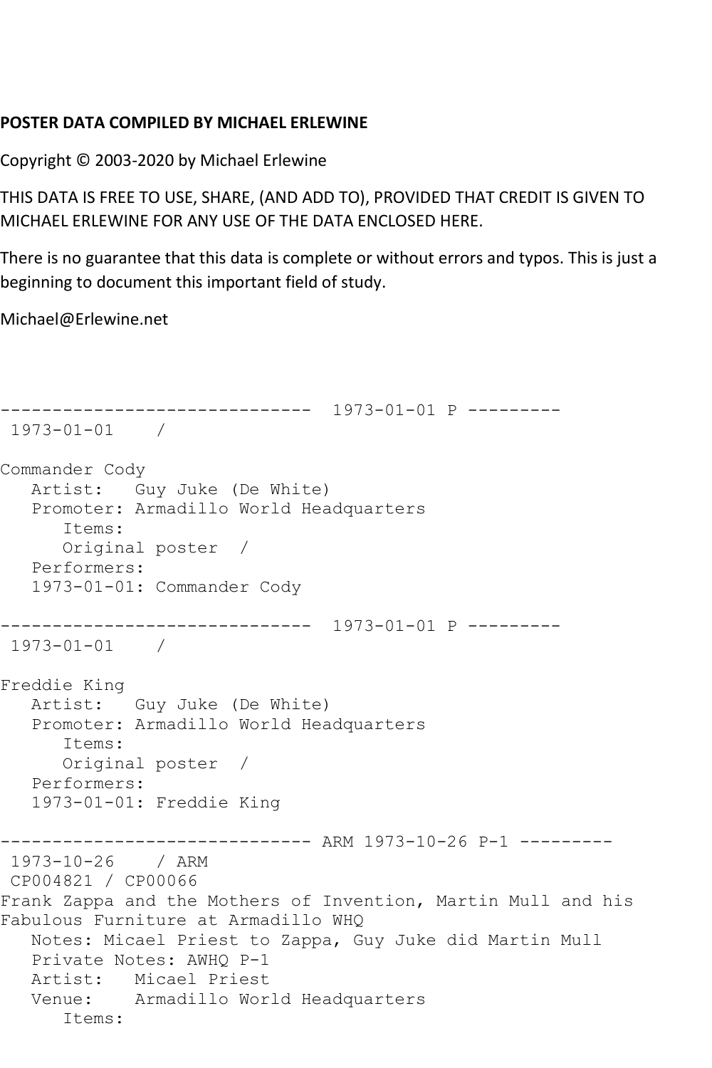**POSTER DATA COMPILED BY MICHAEL ERLEWINE**

Copyright © 2003-2020 by Michael Erlewine

THIS DATA IS FREE TO USE, SHARE, (AND ADD TO), PROVIDED THAT CREDIT IS GIVEN TO MICHAEL ERLEWINE FOR ANY USE OF THE DATA ENCLOSED HERE.

There is no guarantee that this data is complete or without errors and typos. This is just a beginning to document this important field of study.

Michael@Erlewine.net

```
------------------------------  1973-01-01 P ---------
 1973-01-01    /

Commander Cody
   Artist:   Guy Juke (De White)
   Promoter: Armadillo World Headquarters
      Items:
      Original poster  /
   Performers:
   1973-01-01: Commander Cody

------------------------------  1973-01-01 P ---------
 1973-01-01    /

Freddie King
   Artist:   Guy Juke (De White)
   Promoter: Armadillo World Headquarters
      Items:
      Original poster  /
   Performers:
   1973-01-01: Freddie King

------------------------------ ARM 1973-10-26 P-1 ---------
 1973-10-26    / ARM
 CP004821 / CP00066
Frank Zappa and the Mothers of Invention, Martin Mull and his
Fabulous Furniture at Armadillo WHQ
   Notes: Micael Priest to Zappa, Guy Juke did Martin Mull
   Private Notes: AWHQ P-1
   Artist:   Micael Priest
   Venue:    Armadillo World Headquarters
      Items:
```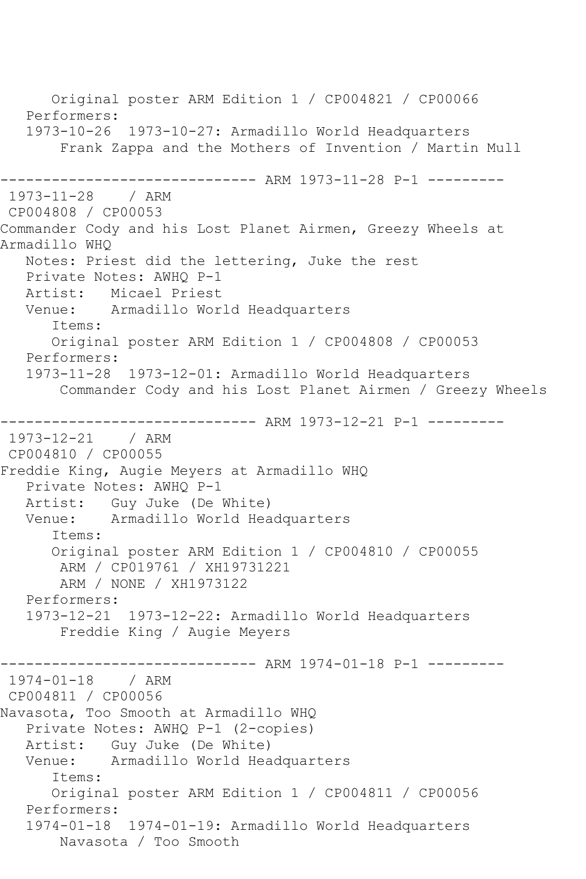Original poster ARM Edition 1 / CP004821 / CP00066
Performers:
1973-10-26 1973-10-27: Armadillo World Headquarters
Frank Zappa and the Mothers of Invention / Martin Mull

------------------------------ ARM 1973-11-28 P-1 ---------

1973-11-28 / ARM
CP004808 / CP00053
Commander Cody and his Lost Planet Airmen, Greezy Wheels at Armadillo WHQ
Notes: Priest did the lettering, Juke the rest
Private Notes: AWHQ P-1
Artist: Micael Priest
Venue: Armadillo World Headquarters
Items:
Original poster ARM Edition 1 / CP004808 / CP00053
Performers:
1973-11-28 1973-12-01: Armadillo World Headquarters
Commander Cody and his Lost Planet Airmen / Greezy Wheels

------------------------------ ARM 1973-12-21 P-1 ---------

1973-12-21 / ARM
CP004810 / CP00055
Freddie King, Augie Meyers at Armadillo WHQ
Private Notes: AWHQ P-1
Artist: Guy Juke (De White)
Venue: Armadillo World Headquarters
Items:
Original poster ARM Edition 1 / CP004810 / CP00055
ARM / CP019761 / XH19731221
ARM / NONE / XH1973122
Performers:
1973-12-21 1973-12-22: Armadillo World Headquarters
Freddie King / Augie Meyers

------------------------------ ARM 1974-01-18 P-1 ---------

1974-01-18 / ARM
CP004811 / CP00056
Navasota, Too Smooth at Armadillo WHQ
Private Notes: AWHQ P-1 (2-copies)
Artist: Guy Juke (De White)
Venue: Armadillo World Headquarters
Items:
Original poster ARM Edition 1 / CP004811 / CP00056
Performers:
1974-01-18 1974-01-19: Armadillo World Headquarters
Navasota / Too Smooth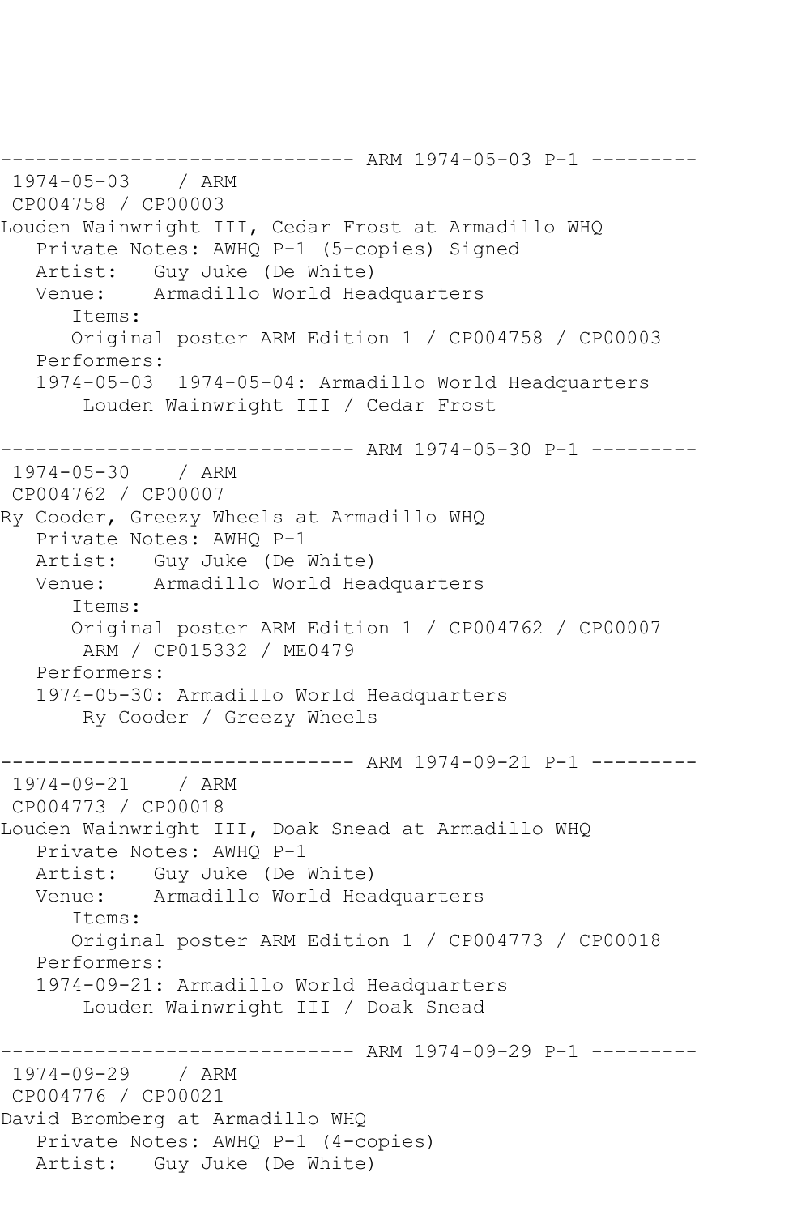```
------------------------------ ARM 1974-05-03 P-1 ---------
 1974-05-03    / ARM
 CP004758 / CP00003
Louden Wainwright III, Cedar Frost at Armadillo WHQ
   Private Notes: AWHQ P-1 (5-copies) Signed
   Artist:   Guy Juke (De White)
   Venue:    Armadillo World Headquarters
      Items:
      Original poster ARM Edition 1 / CP004758 / CP00003
   Performers:
   1974-05-03  1974-05-04: Armadillo World Headquarters
       Louden Wainwright III / Cedar Frost

------------------------------ ARM 1974-05-30 P-1 ---------
 1974-05-30    / ARM
 CP004762 / CP00007
Ry Cooder, Greezy Wheels at Armadillo WHQ
   Private Notes: AWHQ P-1
   Artist:   Guy Juke (De White)
   Venue:    Armadillo World Headquarters
      Items:
      Original poster ARM Edition 1 / CP004762 / CP00007
       ARM / CP015332 / ME0479
   Performers:
   1974-05-30: Armadillo World Headquarters
       Ry Cooder / Greezy Wheels

------------------------------ ARM 1974-09-21 P-1 ---------
 1974-09-21    / ARM
 CP004773 / CP00018
Louden Wainwright III, Doak Snead at Armadillo WHQ
   Private Notes: AWHQ P-1
   Artist:   Guy Juke (De White)
   Venue:    Armadillo World Headquarters
      Items:
      Original poster ARM Edition 1 / CP004773 / CP00018
   Performers:
   1974-09-21: Armadillo World Headquarters
       Louden Wainwright III / Doak Snead

------------------------------ ARM 1974-09-29 P-1 ---------
 1974-09-29    / ARM
 CP004776 / CP00021
David Bromberg at Armadillo WHQ
   Private Notes: AWHQ P-1 (4-copies)
   Artist:   Guy Juke (De White)
```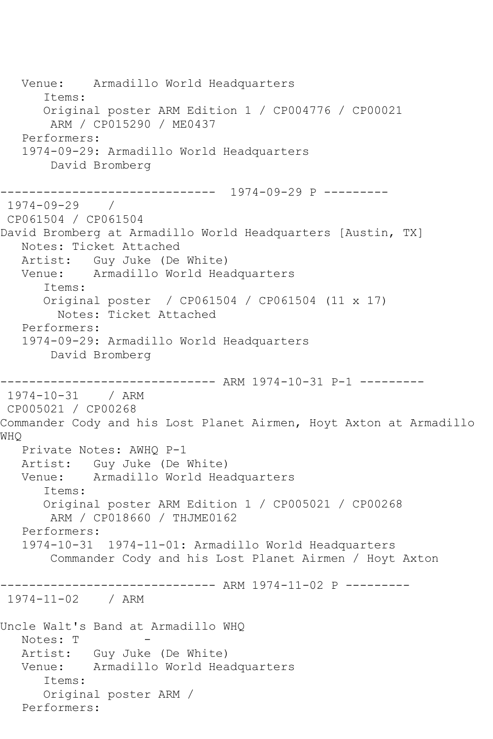```
   Venue:    Armadillo World Headquarters
      Items:
      Original poster ARM Edition 1 / CP004776 / CP00021
       ARM / CP015290 / ME0437
   Performers:
   1974-09-29: Armadillo World Headquarters
       David Bromberg

------------------------------  1974-09-29 P ---------
 1974-09-29    /
 CP061504 / CP061504
David Bromberg at Armadillo World Headquarters [Austin, TX]
   Notes: Ticket Attached
   Artist:   Guy Juke (De White)
   Venue:    Armadillo World Headquarters
      Items:
      Original poster  / CP061504 / CP061504 (11 x 17)
        Notes: Ticket Attached
   Performers:
   1974-09-29: Armadillo World Headquarters
       David Bromberg

------------------------------ ARM 1974-10-31 P-1 ---------
 1974-10-31    / ARM
 CP005021 / CP00268
Commander Cody and his Lost Planet Airmen, Hoyt Axton at Armadillo
WHQ
   Private Notes: AWHQ P-1
   Artist:   Guy Juke (De White)
   Venue:    Armadillo World Headquarters
      Items:
      Original poster ARM Edition 1 / CP005021 / CP00268
       ARM / CP018660 / THJME0162
   Performers:
   1974-10-31  1974-11-01: Armadillo World Headquarters
       Commander Cody and his Lost Planet Airmen / Hoyt Axton

------------------------------ ARM 1974-11-02 P ---------
 1974-11-02    / ARM

Uncle Walt's Band at Armadillo WHQ
   Notes: T         -
   Artist:   Guy Juke (De White)
   Venue:    Armadillo World Headquarters
      Items:
      Original poster ARM /
   Performers:
```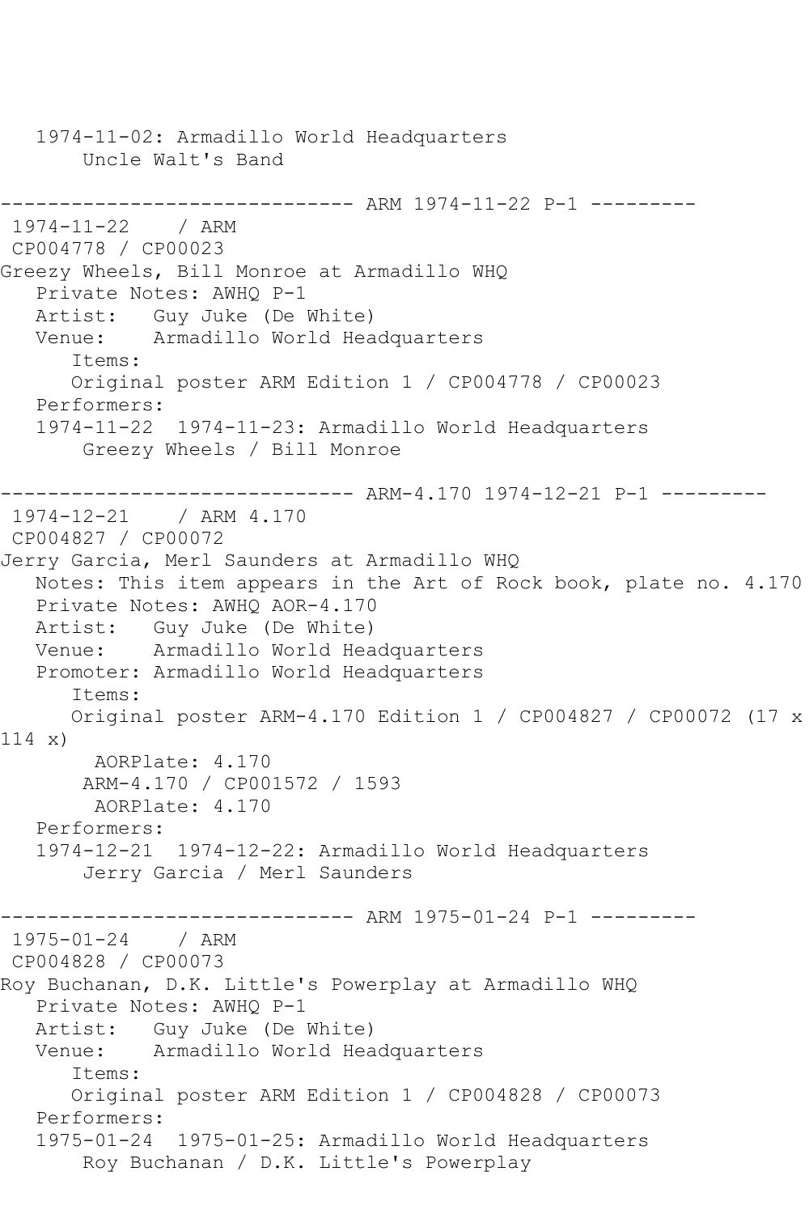1974-11-02: Armadillo World Headquarters
    Uncle Walt's Band

------------------------------ ARM 1974-11-22 P-1 ---------

1974-11-22 / ARM
CP004778 / CP00023
Greezy Wheels, Bill Monroe at Armadillo WHQ
   Private Notes: AWHQ P-1
   Artist: Guy Juke (De White)
   Venue: Armadillo World Headquarters
      Items:
      Original poster ARM Edition 1 / CP004778 / CP00023
   Performers:
   1974-11-22 1974-11-23: Armadillo World Headquarters
       Greezy Wheels / Bill Monroe

------------------------------ ARM-4.170 1974-12-21 P-1 ---------

1974-12-21 / ARM 4.170
CP004827 / CP00072
Jerry Garcia, Merl Saunders at Armadillo WHQ
   Notes: This item appears in the Art of Rock book, plate no. 4.170
   Private Notes: AWHQ AOR-4.170
   Artist: Guy Juke (De White)
   Venue: Armadillo World Headquarters
   Promoter: Armadillo World Headquarters
      Items:
      Original poster ARM-4.170 Edition 1 / CP004827 / CP00072 (17 x 114 x)
        AORPlate: 4.170
       ARM-4.170 / CP001572 / 1593
        AORPlate: 4.170
   Performers:
   1974-12-21 1974-12-22: Armadillo World Headquarters
       Jerry Garcia / Merl Saunders

------------------------------ ARM 1975-01-24 P-1 ---------

1975-01-24 / ARM
CP004828 / CP00073
Roy Buchanan, D.K. Little's Powerplay at Armadillo WHQ
   Private Notes: AWHQ P-1
   Artist: Guy Juke (De White)
   Venue: Armadillo World Headquarters
      Items:
      Original poster ARM Edition 1 / CP004828 / CP00073
   Performers:
   1975-01-24 1975-01-25: Armadillo World Headquarters
       Roy Buchanan / D.K. Little's Powerplay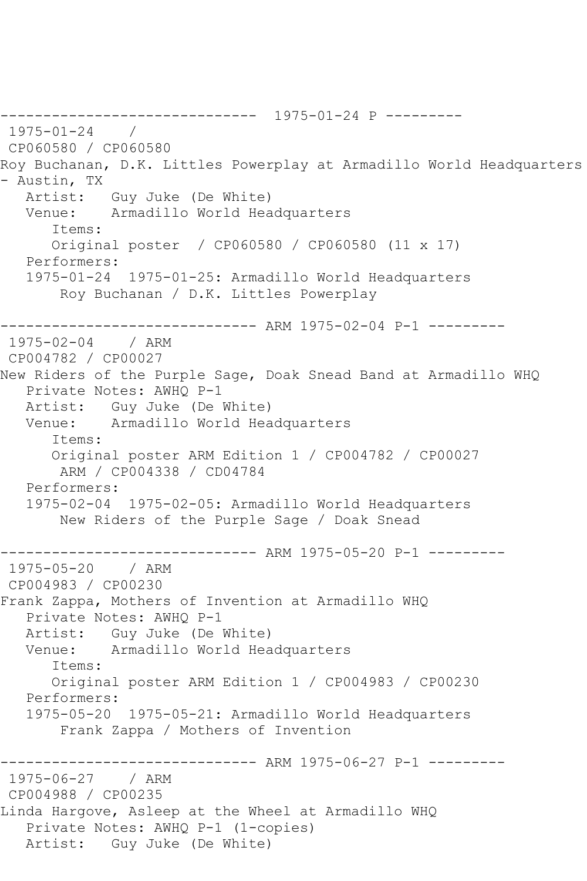------------------------------ 1975-01-24 P ---------

1975-01-24 /

CP060580 / CP060580

Roy Buchanan, D.K. Littles Powerplay at Armadillo World Headquarters - Austin, TX

Artist: Guy Juke (De White)

Venue: Armadillo World Headquarters

Items:

Original poster / CP060580 / CP060580 (11 x 17)

Performers:

1975-01-24 1975-01-25: Armadillo World Headquarters

Roy Buchanan / D.K. Littles Powerplay

------------------------------ ARM 1975-02-04 P-1 ---------

1975-02-04 / ARM

CP004782 / CP00027

New Riders of the Purple Sage, Doak Snead Band at Armadillo WHQ

Private Notes: AWHQ P-1

Artist: Guy Juke (De White)

Venue: Armadillo World Headquarters

Items:

Original poster ARM Edition 1 / CP004782 / CP00027

ARM / CP004338 / CD04784

Performers:

1975-02-04 1975-02-05: Armadillo World Headquarters

New Riders of the Purple Sage / Doak Snead

------------------------------ ARM 1975-05-20 P-1 ---------

1975-05-20 / ARM

CP004983 / CP00230

Frank Zappa, Mothers of Invention at Armadillo WHQ

Private Notes: AWHQ P-1

Artist: Guy Juke (De White)

Venue: Armadillo World Headquarters

Items:

Original poster ARM Edition 1 / CP004983 / CP00230

Performers:

1975-05-20 1975-05-21: Armadillo World Headquarters

Frank Zappa / Mothers of Invention

------------------------------ ARM 1975-06-27 P-1 ---------

1975-06-27 / ARM

CP004988 / CP00235

Linda Hargove, Asleep at the Wheel at Armadillo WHQ

Private Notes: AWHQ P-1 (1-copies)

Artist: Guy Juke (De White)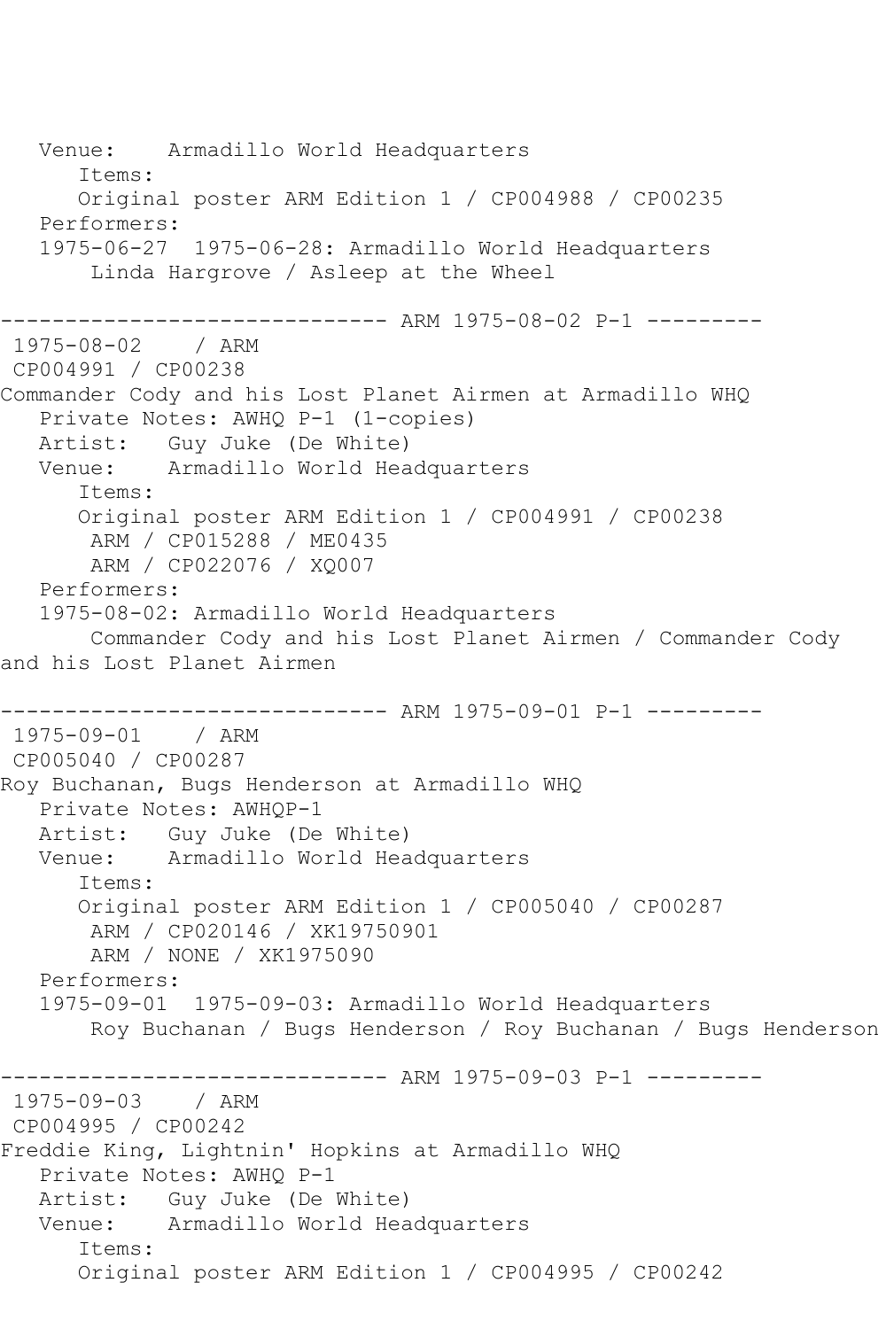Venue: Armadillo World Headquarters
Items:
Original poster ARM Edition 1 / CP004988 / CP00235
Performers:
1975-06-27 1975-06-28: Armadillo World Headquarters
Linda Hargrove / Asleep at the Wheel

------------------------------ ARM 1975-08-02 P-1 ---------

1975-08-02 / ARM
CP004991 / CP00238
Commander Cody and his Lost Planet Airmen at Armadillo WHQ
Private Notes: AWHQ P-1 (1-copies)
Artist: Guy Juke (De White)
Venue: Armadillo World Headquarters
Items:
Original poster ARM Edition 1 / CP004991 / CP00238
ARM / CP015288 / ME0435
ARM / CP022076 / XQ007
Performers:
1975-08-02: Armadillo World Headquarters
Commander Cody and his Lost Planet Airmen / Commander Cody and his Lost Planet Airmen

------------------------------ ARM 1975-09-01 P-1 ---------

1975-09-01 / ARM
CP005040 / CP00287
Roy Buchanan, Bugs Henderson at Armadillo WHQ
Private Notes: AWHQP-1
Artist: Guy Juke (De White)
Venue: Armadillo World Headquarters
Items:
Original poster ARM Edition 1 / CP005040 / CP00287
ARM / CP020146 / XK19750901
ARM / NONE / XK1975090
Performers:
1975-09-01 1975-09-03: Armadillo World Headquarters
Roy Buchanan / Bugs Henderson / Roy Buchanan / Bugs Henderson

------------------------------ ARM 1975-09-03 P-1 ---------

1975-09-03 / ARM
CP004995 / CP00242
Freddie King, Lightnin' Hopkins at Armadillo WHQ
Private Notes: AWHQ P-1
Artist: Guy Juke (De White)
Venue: Armadillo World Headquarters
Items:
Original poster ARM Edition 1 / CP004995 / CP00242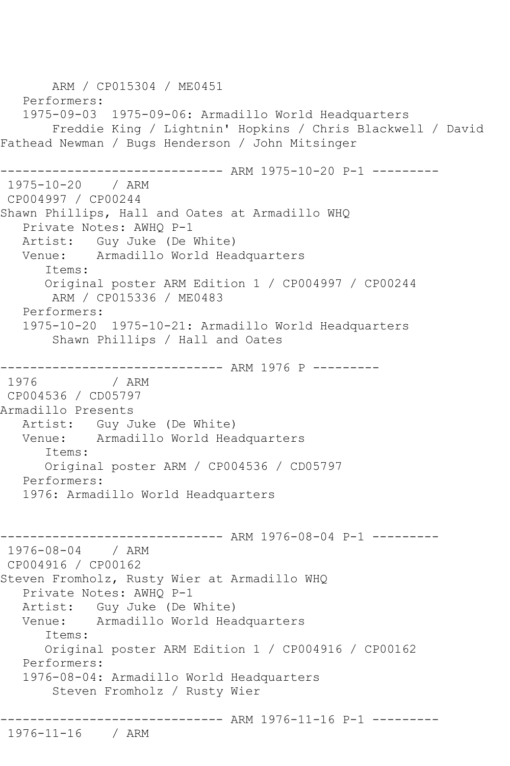ARM / CP015304 / ME0451
   Performers:
   1975-09-03  1975-09-06: Armadillo World Headquarters
       Freddie King / Lightnin' Hopkins / Chris Blackwell / David Fathead Newman / Bugs Henderson / John Mitsinger

------------------------------ ARM 1975-10-20 P-1 ---------
 1975-10-20    / ARM
 CP004997 / CP00244
Shawn Phillips, Hall and Oates at Armadillo WHQ
   Private Notes: AWHQ P-1
   Artist:   Guy Juke (De White)
   Venue:    Armadillo World Headquarters
      Items:
      Original poster ARM Edition 1 / CP004997 / CP00244
       ARM / CP015336 / ME0483
   Performers:
   1975-10-20  1975-10-21: Armadillo World Headquarters
       Shawn Phillips / Hall and Oates

------------------------------ ARM 1976 P ---------
 1976          / ARM
 CP004536 / CD05797
Armadillo Presents
   Artist:   Guy Juke (De White)
   Venue:    Armadillo World Headquarters
      Items:
      Original poster ARM / CP004536 / CD05797
   Performers:
   1976: Armadillo World Headquarters

------------------------------ ARM 1976-08-04 P-1 ---------
 1976-08-04    / ARM
 CP004916 / CP00162
Steven Fromholz, Rusty Wier at Armadillo WHQ
   Private Notes: AWHQ P-1
   Artist:   Guy Juke (De White)
   Venue:    Armadillo World Headquarters
      Items:
      Original poster ARM Edition 1 / CP004916 / CP00162
   Performers:
   1976-08-04: Armadillo World Headquarters
       Steven Fromholz / Rusty Wier

------------------------------ ARM 1976-11-16 P-1 ---------
 1976-11-16    / ARM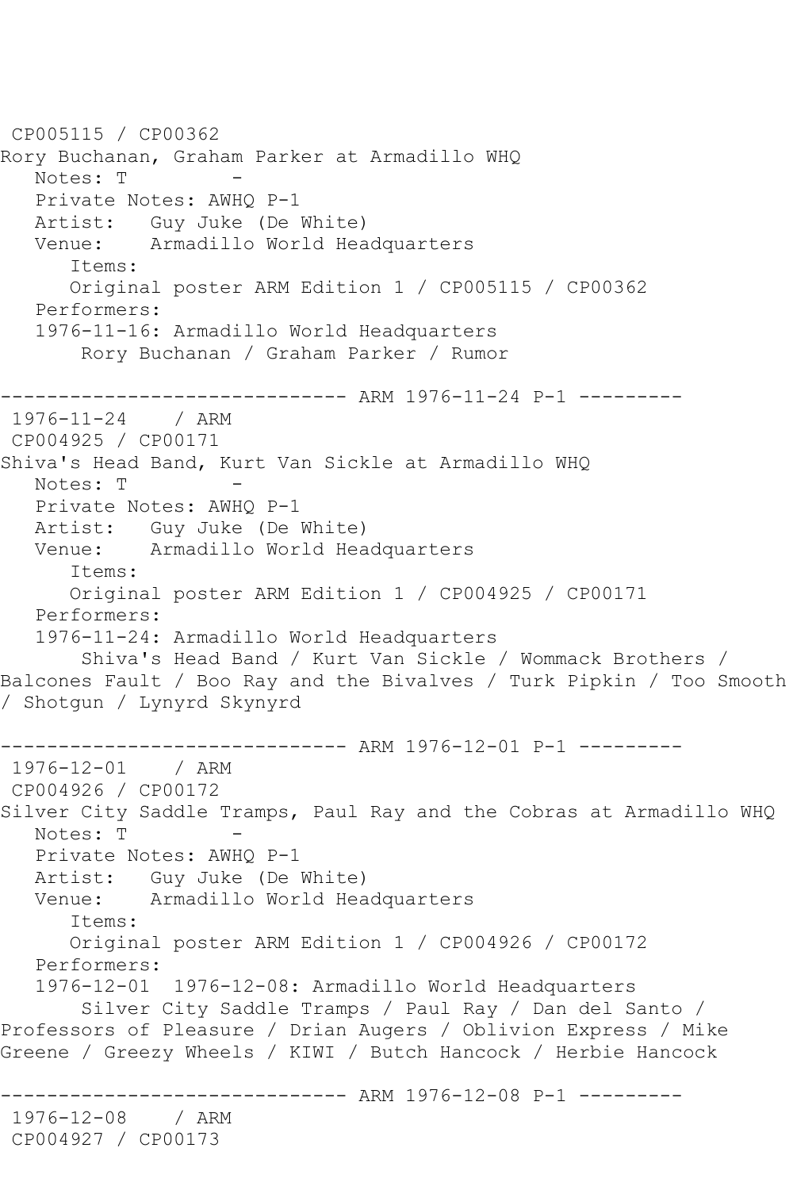CP005115 / CP00362
Rory Buchanan, Graham Parker at Armadillo WHQ
   Notes: T          -
   Private Notes: AWHQ P-1
   Artist:   Guy Juke (De White)
   Venue:    Armadillo World Headquarters
      Items:
      Original poster ARM Edition 1 / CP005115 / CP00362
   Performers:
   1976-11-16: Armadillo World Headquarters
       Rory Buchanan / Graham Parker / Rumor

------------------------------ ARM 1976-11-24 P-1 ---------
1976-11-24    / ARM
CP004925 / CP00171
Shiva's Head Band, Kurt Van Sickle at Armadillo WHQ
   Notes: T          -
   Private Notes: AWHQ P-1
   Artist:   Guy Juke (De White)
   Venue:    Armadillo World Headquarters
      Items:
      Original poster ARM Edition 1 / CP004925 / CP00171
   Performers:
   1976-11-24: Armadillo World Headquarters
       Shiva's Head Band / Kurt Van Sickle / Wommack Brothers / Balcones Fault / Boo Ray and the Bivalves / Turk Pipkin / Too Smooth / Shotgun / Lynyrd Skynyrd

------------------------------ ARM 1976-12-01 P-1 ---------
1976-12-01    / ARM
CP004926 / CP00172
Silver City Saddle Tramps, Paul Ray and the Cobras at Armadillo WHQ
   Notes: T          -
   Private Notes: AWHQ P-1
   Artist:   Guy Juke (De White)
   Venue:    Armadillo World Headquarters
      Items:
      Original poster ARM Edition 1 / CP004926 / CP00172
   Performers:
   1976-12-01  1976-12-08: Armadillo World Headquarters
       Silver City Saddle Tramps / Paul Ray / Dan del Santo / Professors of Pleasure / Drian Augers / Oblivion Express / Mike Greene / Greezy Wheels / KIWI / Butch Hancock / Herbie Hancock

------------------------------ ARM 1976-12-08 P-1 ---------
1976-12-08    / ARM
CP004927 / CP00173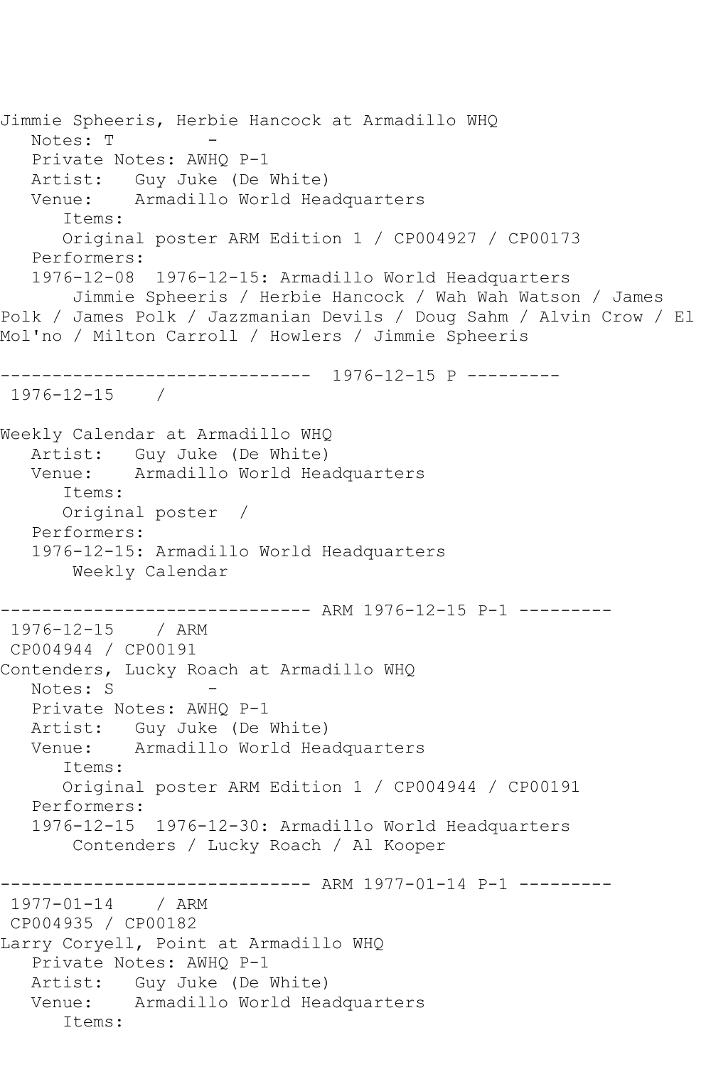Jimmie Spheeris, Herbie Hancock at Armadillo WHQ
   Notes: T         -
   Private Notes: AWHQ P-1
   Artist:   Guy Juke (De White)
   Venue:    Armadillo World Headquarters
      Items:
      Original poster ARM Edition 1 / CP004927 / CP00173
   Performers:
   1976-12-08  1976-12-15: Armadillo World Headquarters
       Jimmie Spheeris / Herbie Hancock / Wah Wah Watson / James Polk / James Polk / Jazzmanian Devils / Doug Sahm / Alvin Crow / El Mol'no / Milton Carroll / Howlers / Jimmie Spheeris

------------------------------  1976-12-15 P ---------
 1976-12-15    /

Weekly Calendar at Armadillo WHQ
   Artist:   Guy Juke (De White)
   Venue:    Armadillo World Headquarters
      Items:
      Original poster  /
   Performers:
   1976-12-15: Armadillo World Headquarters
       Weekly Calendar

------------------------------ ARM 1976-12-15 P-1 ---------
 1976-12-15    / ARM
 CP004944 / CP00191
Contenders, Lucky Roach at Armadillo WHQ
   Notes: S         -
   Private Notes: AWHQ P-1
   Artist:   Guy Juke (De White)
   Venue:    Armadillo World Headquarters
      Items:
      Original poster ARM Edition 1 / CP004944 / CP00191
   Performers:
   1976-12-15  1976-12-30: Armadillo World Headquarters
       Contenders / Lucky Roach / Al Kooper

------------------------------ ARM 1977-01-14 P-1 ---------
 1977-01-14    / ARM
 CP004935 / CP00182
Larry Coryell, Point at Armadillo WHQ
   Private Notes: AWHQ P-1
   Artist:   Guy Juke (De White)
   Venue:    Armadillo World Headquarters
      Items: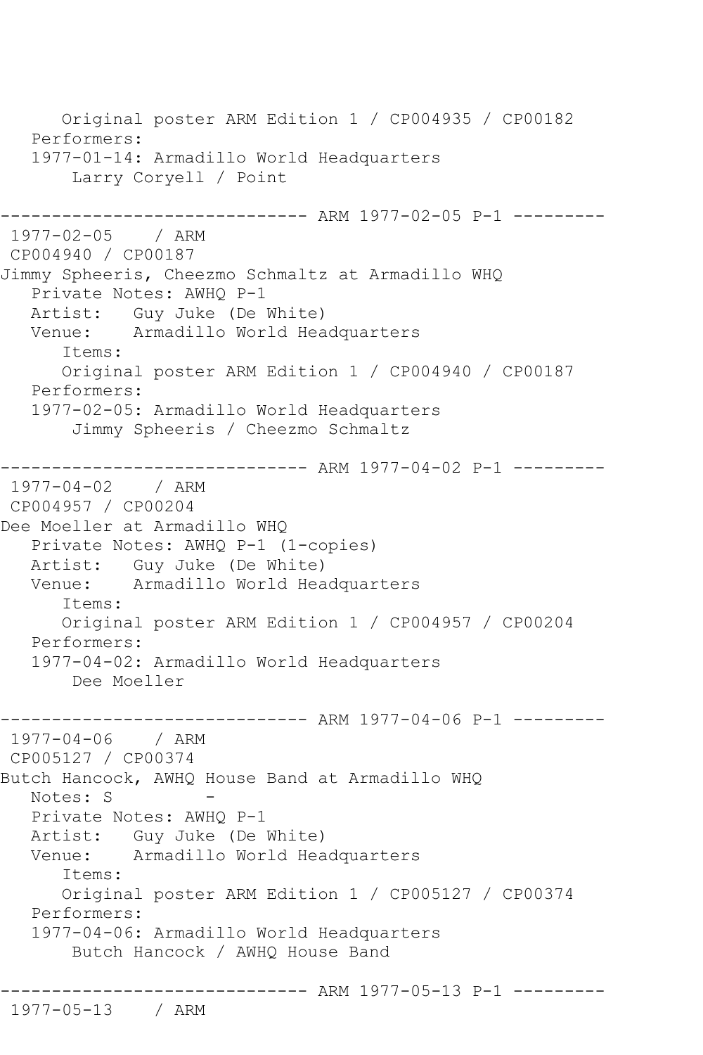```
      Original poster ARM Edition 1 / CP004935 / CP00182
   Performers:
   1977-01-14: Armadillo World Headquarters
       Larry Coryell / Point

------------------------------ ARM 1977-02-05 P-1 ---------
 1977-02-05    / ARM
 CP004940 / CP00187
Jimmy Spheeris, Cheezmo Schmaltz at Armadillo WHQ
   Private Notes: AWHQ P-1
   Artist:   Guy Juke (De White)
   Venue:    Armadillo World Headquarters
      Items:
      Original poster ARM Edition 1 / CP004940 / CP00187
   Performers:
   1977-02-05: Armadillo World Headquarters
       Jimmy Spheeris / Cheezmo Schmaltz

------------------------------ ARM 1977-04-02 P-1 ---------
 1977-04-02    / ARM
 CP004957 / CP00204
Dee Moeller at Armadillo WHQ
   Private Notes: AWHQ P-1 (1-copies)
   Artist:   Guy Juke (De White)
   Venue:    Armadillo World Headquarters
      Items:
      Original poster ARM Edition 1 / CP004957 / CP00204
   Performers:
   1977-04-02: Armadillo World Headquarters
       Dee Moeller

------------------------------ ARM 1977-04-06 P-1 ---------
 1977-04-06    / ARM
 CP005127 / CP00374
Butch Hancock, AWHQ House Band at Armadillo WHQ
   Notes: S        -
   Private Notes: AWHQ P-1
   Artist:   Guy Juke (De White)
   Venue:    Armadillo World Headquarters
      Items:
      Original poster ARM Edition 1 / CP005127 / CP00374
   Performers:
   1977-04-06: Armadillo World Headquarters
       Butch Hancock / AWHQ House Band

------------------------------ ARM 1977-05-13 P-1 ---------
 1977-05-13    / ARM
```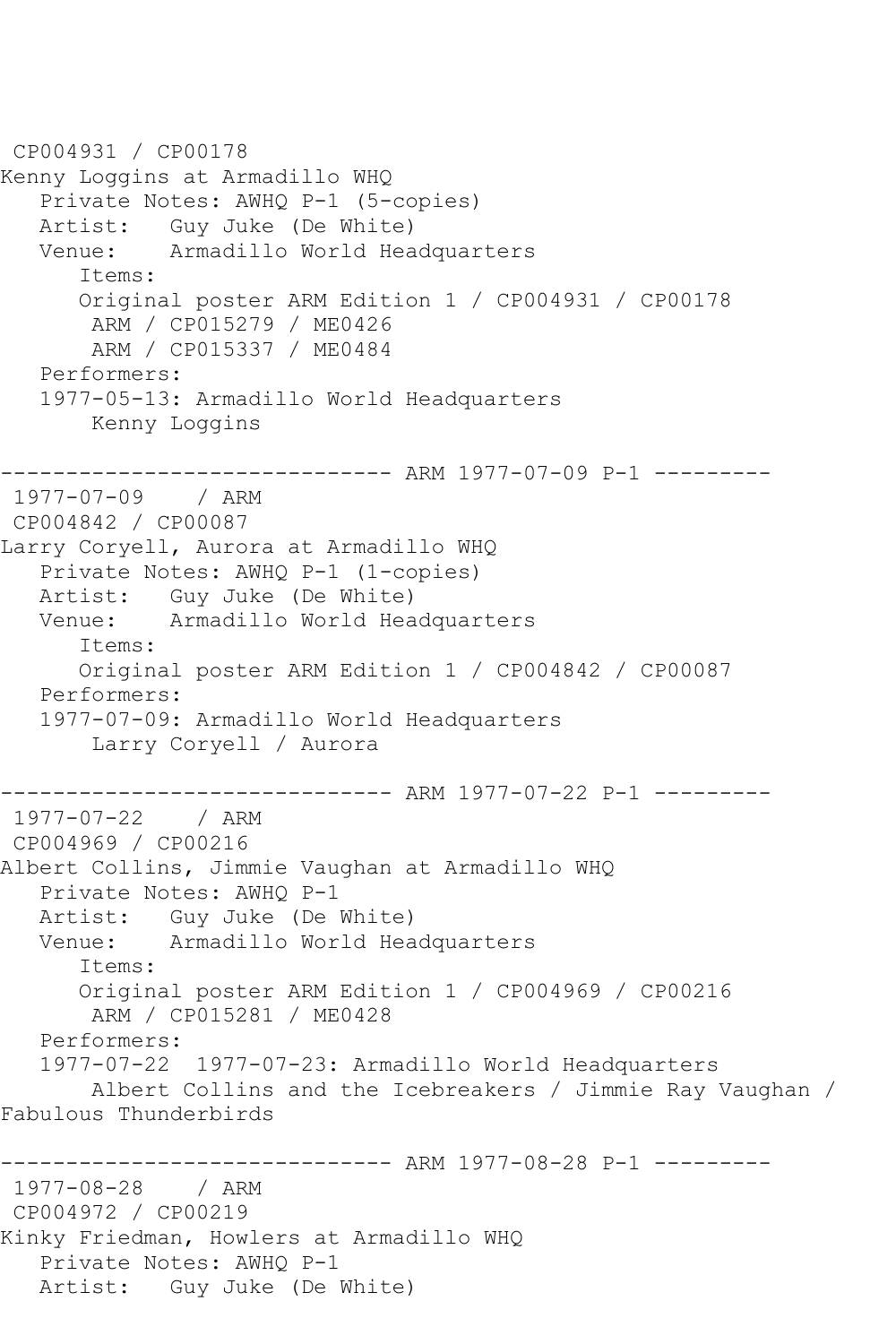CP004931 / CP00178
Kenny Loggins at Armadillo WHQ
   Private Notes: AWHQ P-1 (5-copies)
   Artist:   Guy Juke (De White)
   Venue:    Armadillo World Headquarters
      Items:
      Original poster ARM Edition 1 / CP004931 / CP00178
       ARM / CP015279 / ME0426
       ARM / CP015337 / ME0484
   Performers:
   1977-05-13: Armadillo World Headquarters
       Kenny Loggins

------------------------------ ARM 1977-07-09 P-1 ---------
1977-07-09    / ARM
CP004842 / CP00087
Larry Coryell, Aurora at Armadillo WHQ
   Private Notes: AWHQ P-1 (1-copies)
   Artist:   Guy Juke (De White)
   Venue:    Armadillo World Headquarters
      Items:
      Original poster ARM Edition 1 / CP004842 / CP00087
   Performers:
   1977-07-09: Armadillo World Headquarters
       Larry Coryell / Aurora

------------------------------ ARM 1977-07-22 P-1 ---------
1977-07-22    / ARM
CP004969 / CP00216
Albert Collins, Jimmie Vaughan at Armadillo WHQ
   Private Notes: AWHQ P-1
   Artist:   Guy Juke (De White)
   Venue:    Armadillo World Headquarters
      Items:
      Original poster ARM Edition 1 / CP004969 / CP00216
       ARM / CP015281 / ME0428
   Performers:
   1977-07-22  1977-07-23: Armadillo World Headquarters
       Albert Collins and the Icebreakers / Jimmie Ray Vaughan / Fabulous Thunderbirds

------------------------------ ARM 1977-08-28 P-1 ---------
1977-08-28    / ARM
CP004972 / CP00219
Kinky Friedman, Howlers at Armadillo WHQ
   Private Notes: AWHQ P-1
   Artist:   Guy Juke (De White)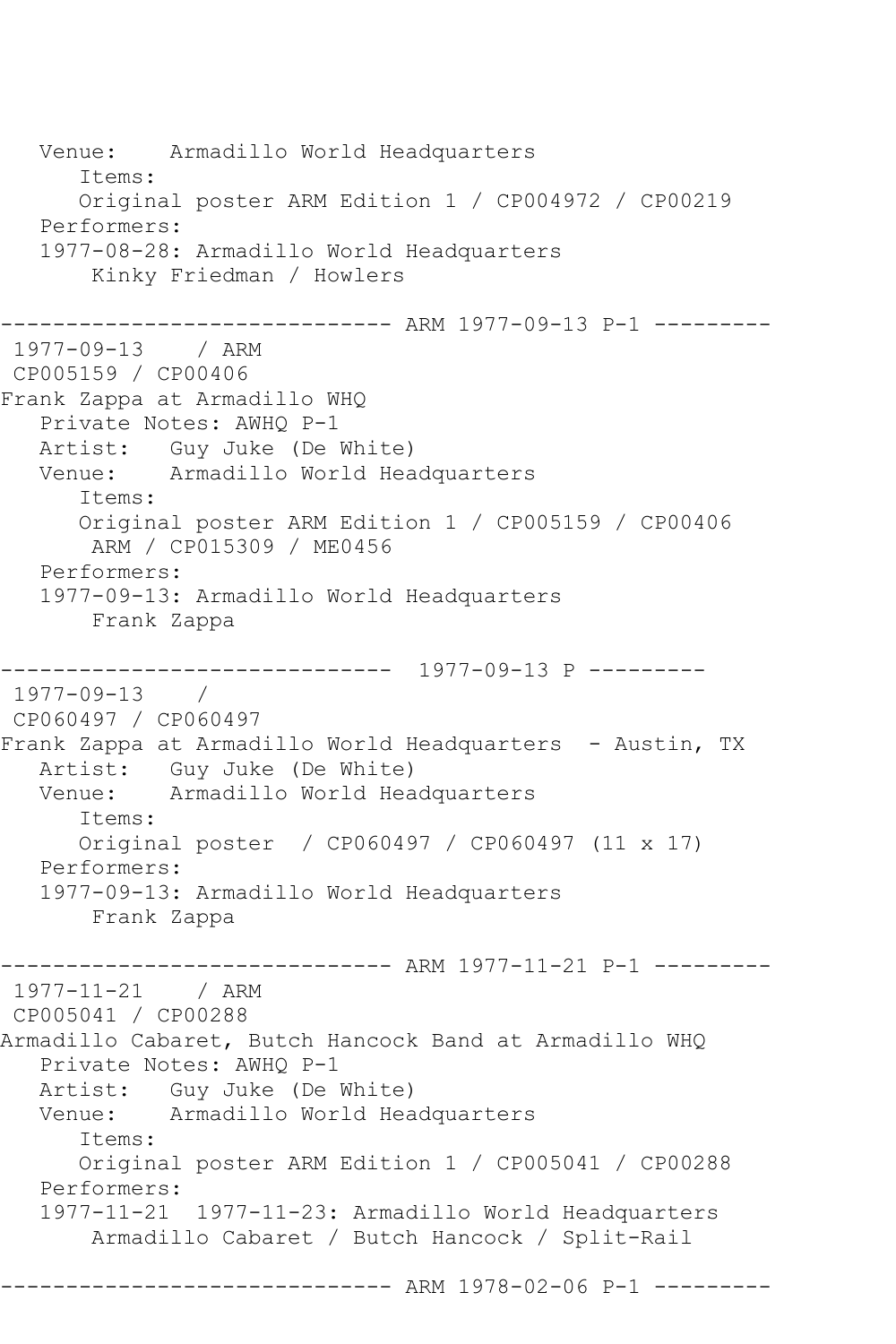```
   Venue:    Armadillo World Headquarters
      Items:
      Original poster ARM Edition 1 / CP004972 / CP00219
   Performers:
   1977-08-28: Armadillo World Headquarters
       Kinky Friedman / Howlers

------------------------------ ARM 1977-09-13 P-1 ---------
 1977-09-13    / ARM
 CP005159 / CP00406
Frank Zappa at Armadillo WHQ
   Private Notes: AWHQ P-1
   Artist:   Guy Juke (De White)
   Venue:    Armadillo World Headquarters
      Items:
      Original poster ARM Edition 1 / CP005159 / CP00406
       ARM / CP015309 / ME0456
   Performers:
   1977-09-13: Armadillo World Headquarters
       Frank Zappa

------------------------------  1977-09-13 P ---------
 1977-09-13    /
 CP060497 / CP060497
Frank Zappa at Armadillo World Headquarters  - Austin, TX
   Artist:   Guy Juke (De White)
   Venue:    Armadillo World Headquarters
      Items:
      Original poster  / CP060497 / CP060497 (11 x 17)
   Performers:
   1977-09-13: Armadillo World Headquarters
       Frank Zappa

------------------------------ ARM 1977-11-21 P-1 ---------
 1977-11-21    / ARM
 CP005041 / CP00288
Armadillo Cabaret, Butch Hancock Band at Armadillo WHQ
   Private Notes: AWHQ P-1
   Artist:   Guy Juke (De White)
   Venue:    Armadillo World Headquarters
      Items:
      Original poster ARM Edition 1 / CP005041 / CP00288
   Performers:
   1977-11-21  1977-11-23: Armadillo World Headquarters
       Armadillo Cabaret / Butch Hancock / Split-Rail

------------------------------ ARM 1978-02-06 P-1 ---------
```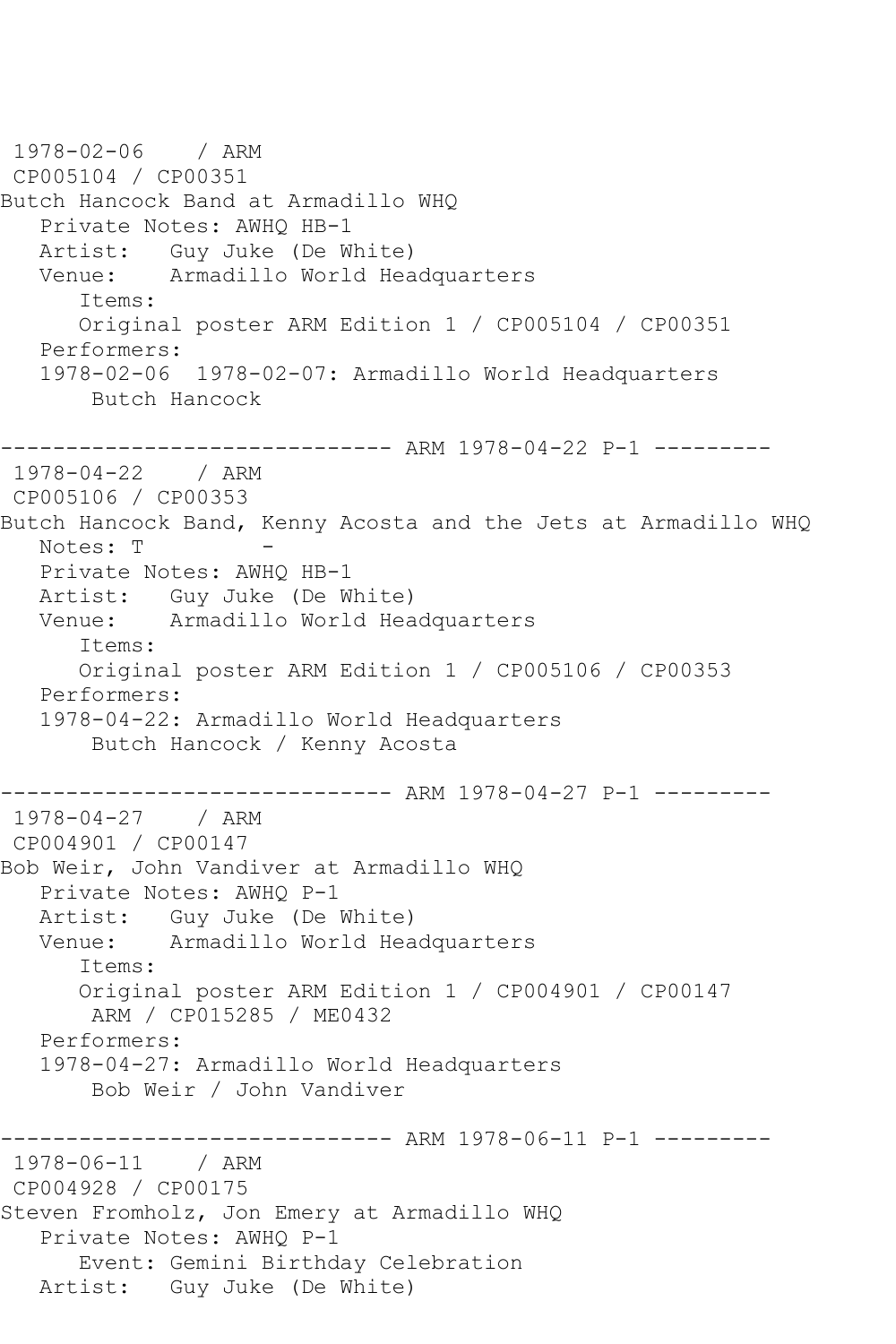```
 1978-02-06    / ARM
 CP005104 / CP00351
Butch Hancock Band at Armadillo WHQ
   Private Notes: AWHQ HB-1
   Artist:   Guy Juke (De White)
   Venue:    Armadillo World Headquarters
      Items:
      Original poster ARM Edition 1 / CP005104 / CP00351
   Performers:
   1978-02-06  1978-02-07: Armadillo World Headquarters
       Butch Hancock

------------------------------ ARM 1978-04-22 P-1 ---------
 1978-04-22    / ARM
 CP005106 / CP00353
Butch Hancock Band, Kenny Acosta and the Jets at Armadillo WHQ
   Notes: T          -
   Private Notes: AWHQ HB-1
   Artist:   Guy Juke (De White)
   Venue:    Armadillo World Headquarters
      Items:
      Original poster ARM Edition 1 / CP005106 / CP00353
   Performers:
   1978-04-22: Armadillo World Headquarters
       Butch Hancock / Kenny Acosta

------------------------------ ARM 1978-04-27 P-1 ---------
 1978-04-27    / ARM
 CP004901 / CP00147
Bob Weir, John Vandiver at Armadillo WHQ
   Private Notes: AWHQ P-1
   Artist:   Guy Juke (De White)
   Venue:    Armadillo World Headquarters
      Items:
      Original poster ARM Edition 1 / CP004901 / CP00147
       ARM / CP015285 / ME0432
   Performers:
   1978-04-27: Armadillo World Headquarters
       Bob Weir / John Vandiver

------------------------------ ARM 1978-06-11 P-1 ---------
 1978-06-11    / ARM
 CP004928 / CP00175
Steven Fromholz, Jon Emery at Armadillo WHQ
   Private Notes: AWHQ P-1
      Event: Gemini Birthday Celebration
   Artist:   Guy Juke (De White)
```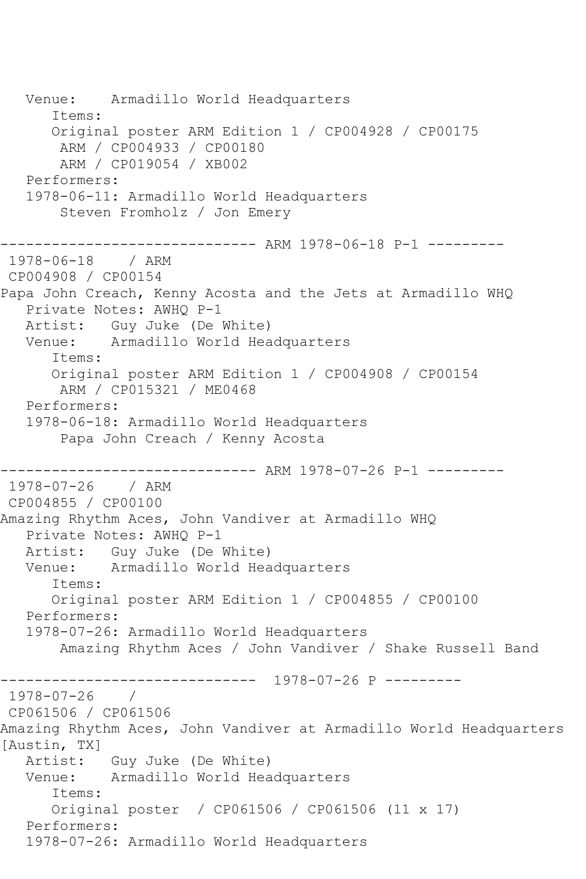```
   Venue:    Armadillo World Headquarters
      Items:
      Original poster ARM Edition 1 / CP004928 / CP00175
       ARM / CP004933 / CP00180
       ARM / CP019054 / XB002
   Performers:
   1978-06-11: Armadillo World Headquarters
       Steven Fromholz / Jon Emery

------------------------------ ARM 1978-06-18 P-1 ---------
 1978-06-18    / ARM
 CP004908 / CP00154
Papa John Creach, Kenny Acosta and the Jets at Armadillo WHQ
   Private Notes: AWHQ P-1
   Artist:   Guy Juke (De White)
   Venue:    Armadillo World Headquarters
      Items:
      Original poster ARM Edition 1 / CP004908 / CP00154
       ARM / CP015321 / ME0468
   Performers:
   1978-06-18: Armadillo World Headquarters
       Papa John Creach / Kenny Acosta

------------------------------ ARM 1978-07-26 P-1 ---------
 1978-07-26    / ARM
 CP004855 / CP00100
Amazing Rhythm Aces, John Vandiver at Armadillo WHQ
   Private Notes: AWHQ P-1
   Artist:   Guy Juke (De White)
   Venue:    Armadillo World Headquarters
      Items:
      Original poster ARM Edition 1 / CP004855 / CP00100
   Performers:
   1978-07-26: Armadillo World Headquarters
       Amazing Rhythm Aces / John Vandiver / Shake Russell Band

------------------------------  1978-07-26 P ---------
 1978-07-26    /
 CP061506 / CP061506
Amazing Rhythm Aces, John Vandiver at Armadillo World Headquarters
[Austin, TX]
   Artist:   Guy Juke (De White)
   Venue:    Armadillo World Headquarters
      Items:
      Original poster  / CP061506 / CP061506 (11 x 17)
   Performers:
   1978-07-26: Armadillo World Headquarters
```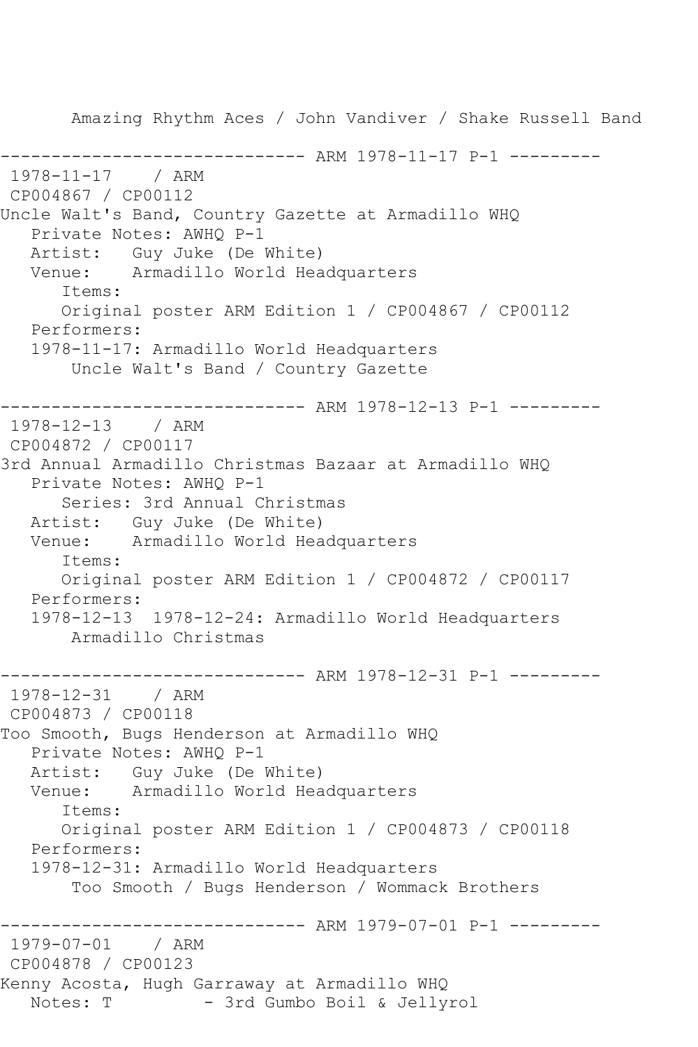Amazing Rhythm Aces / John Vandiver / Shake Russell Band

------------------------------ ARM 1978-11-17 P-1 ---------
1978-11-17    / ARM
CP004867 / CP00112
Uncle Walt's Band, Country Gazette at Armadillo WHQ
Private Notes: AWHQ P-1
Artist:   Guy Juke (De White)
Venue:    Armadillo World Headquarters
Items:
Original poster ARM Edition 1 / CP004867 / CP00112
Performers:
1978-11-17: Armadillo World Headquarters
Uncle Walt's Band / Country Gazette

------------------------------ ARM 1978-12-13 P-1 ---------
1978-12-13    / ARM
CP004872 / CP00117
3rd Annual Armadillo Christmas Bazaar at Armadillo WHQ
Private Notes: AWHQ P-1
Series: 3rd Annual Christmas
Artist:   Guy Juke (De White)
Venue:    Armadillo World Headquarters
Items:
Original poster ARM Edition 1 / CP004872 / CP00117
Performers:
1978-12-13  1978-12-24: Armadillo World Headquarters
Armadillo Christmas

------------------------------ ARM 1978-12-31 P-1 ---------
1978-12-31    / ARM
CP004873 / CP00118
Too Smooth, Bugs Henderson at Armadillo WHQ
Private Notes: AWHQ P-1
Artist:   Guy Juke (De White)
Venue:    Armadillo World Headquarters
Items:
Original poster ARM Edition 1 / CP004873 / CP00118
Performers:
1978-12-31: Armadillo World Headquarters
Too Smooth / Bugs Henderson / Wommack Brothers

------------------------------ ARM 1979-07-01 P-1 ---------
1979-07-01    / ARM
CP004878 / CP00123
Kenny Acosta, Hugh Garraway at Armadillo WHQ
Notes: T          - 3rd Gumbo Boil & Jellyrol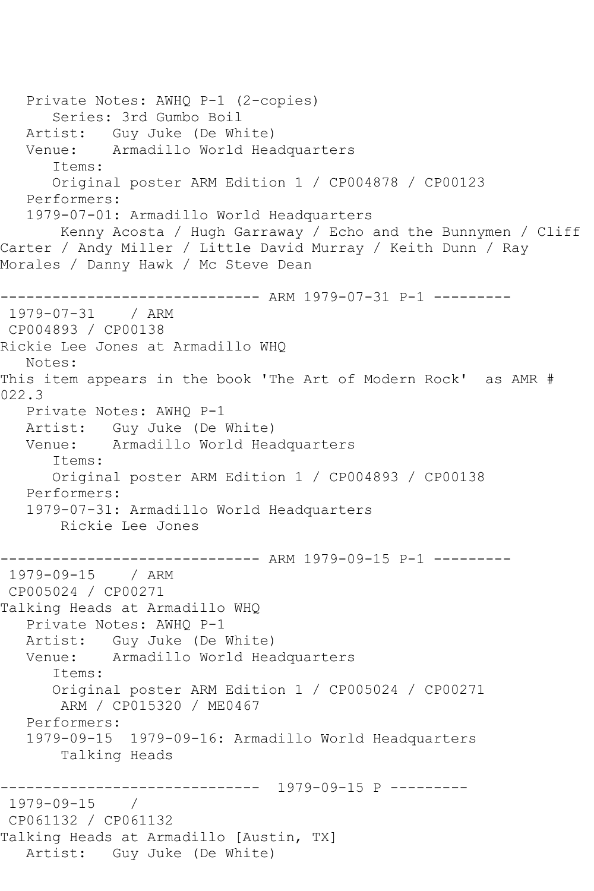Private Notes: AWHQ P-1 (2-copies)
Series: 3rd Gumbo Boil
Artist: Guy Juke (De White)
Venue: Armadillo World Headquarters
Items:
Original poster ARM Edition 1 / CP004878 / CP00123
Performers:
1979-07-01: Armadillo World Headquarters
Kenny Acosta / Hugh Garraway / Echo and the Bunnymen / Cliff Carter / Andy Miller / Little David Murray / Keith Dunn / Ray Morales / Danny Hawk / Mc Steve Dean

------------------------------ ARM 1979-07-31 P-1 ---------

1979-07-31 / ARM
CP004893 / CP00138
Rickie Lee Jones at Armadillo WHQ
Notes:
This item appears in the book 'The Art of Modern Rock' as AMR # 022.3
Private Notes: AWHQ P-1
Artist: Guy Juke (De White)
Venue: Armadillo World Headquarters
Items:
Original poster ARM Edition 1 / CP004893 / CP00138
Performers:
1979-07-31: Armadillo World Headquarters
Rickie Lee Jones

------------------------------ ARM 1979-09-15 P-1 ---------

1979-09-15 / ARM
CP005024 / CP00271
Talking Heads at Armadillo WHQ
Private Notes: AWHQ P-1
Artist: Guy Juke (De White)
Venue: Armadillo World Headquarters
Items:
Original poster ARM Edition 1 / CP005024 / CP00271
ARM / CP015320 / ME0467
Performers:
1979-09-15 1979-09-16: Armadillo World Headquarters
Talking Heads

------------------------------ 1979-09-15 P ---------

1979-09-15 /
CP061132 / CP061132
Talking Heads at Armadillo [Austin, TX]
Artist: Guy Juke (De White)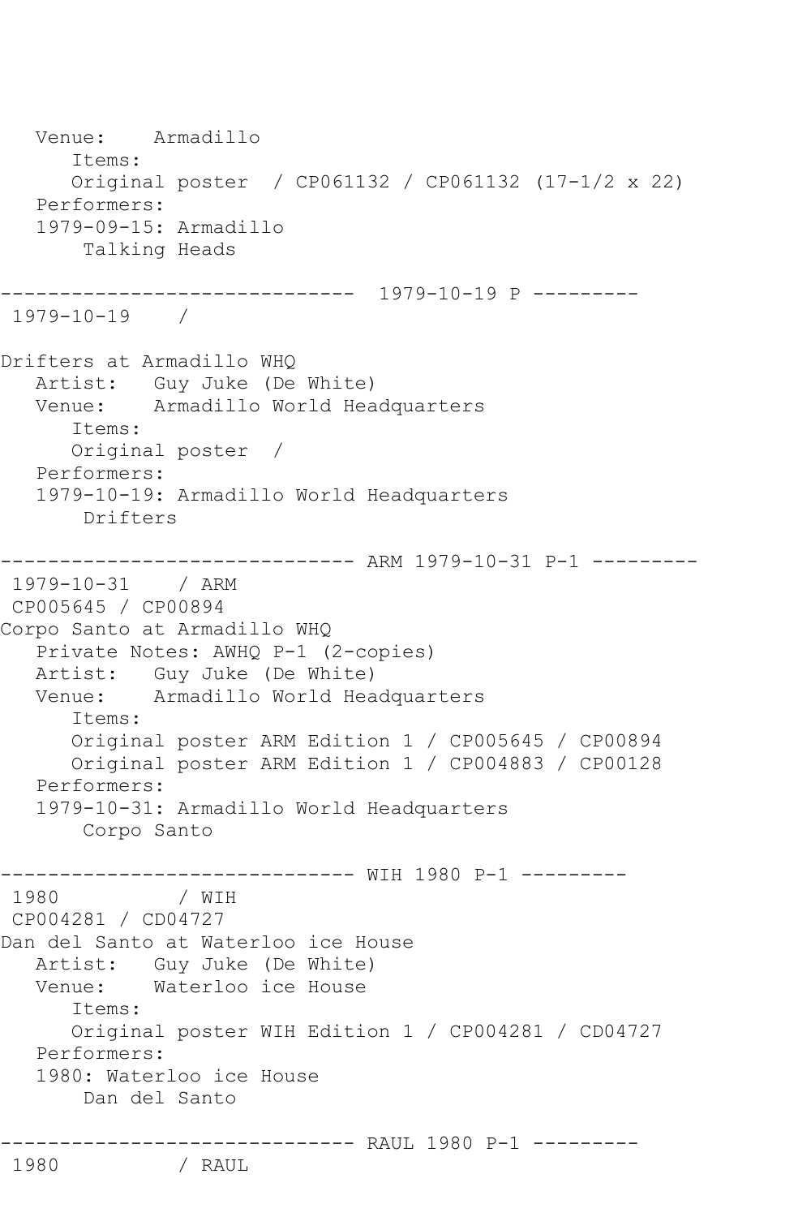```
   Venue:    Armadillo
      Items:
      Original poster  / CP061132 / CP061132 (17-1/2 x 22)
   Performers:
   1979-09-15: Armadillo
       Talking Heads

------------------------------  1979-10-19 P ---------
 1979-10-19    /

Drifters at Armadillo WHQ
   Artist:   Guy Juke (De White)
   Venue:    Armadillo World Headquarters
      Items:
      Original poster  /
   Performers:
   1979-10-19: Armadillo World Headquarters
       Drifters

------------------------------ ARM 1979-10-31 P-1 ---------
 1979-10-31    / ARM
 CP005645 / CP00894
Corpo Santo at Armadillo WHQ
   Private Notes: AWHQ P-1 (2-copies)
   Artist:   Guy Juke (De White)
   Venue:    Armadillo World Headquarters
      Items:
      Original poster ARM Edition 1 / CP005645 / CP00894
      Original poster ARM Edition 1 / CP004883 / CP00128
   Performers:
   1979-10-31: Armadillo World Headquarters
       Corpo Santo

------------------------------ WIH 1980 P-1 ---------
 1980          / WIH
 CP004281 / CD04727
Dan del Santo at Waterloo ice House
   Artist:   Guy Juke (De White)
   Venue:    Waterloo ice House
      Items:
      Original poster WIH Edition 1 / CP004281 / CD04727
   Performers:
   1980: Waterloo ice House
       Dan del Santo

------------------------------ RAUL 1980 P-1 ---------
 1980          / RAUL
```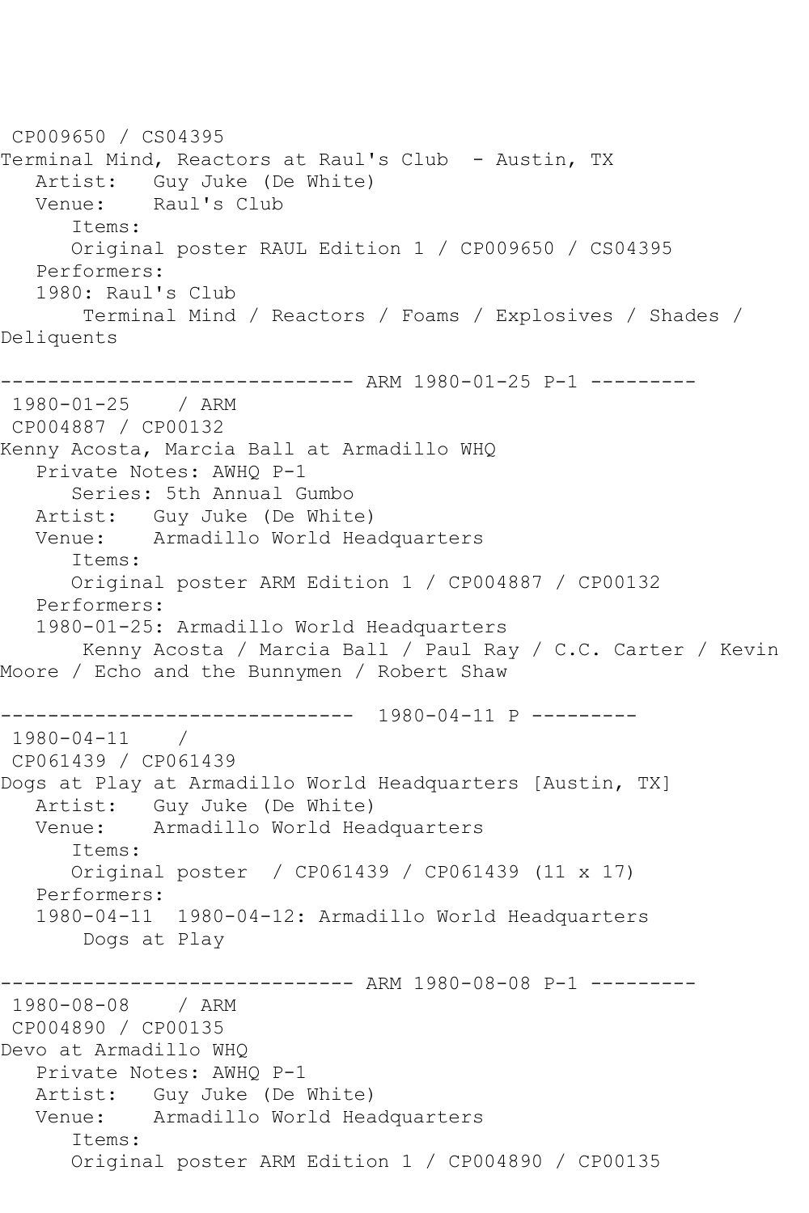CP009650 / CS04395
Terminal Mind, Reactors at Raul's Club - Austin, TX
Artist: Guy Juke (De White)
Venue: Raul's Club
Items:
Original poster RAUL Edition 1 / CP009650 / CS04395
Performers:
1980: Raul's Club
Terminal Mind / Reactors / Foams / Explosives / Shades / Deliquents

------------------------------ ARM 1980-01-25 P-1 ---------

1980-01-25 / ARM
CP004887 / CP00132
Kenny Acosta, Marcia Ball at Armadillo WHQ
Private Notes: AWHQ P-1
Series: 5th Annual Gumbo
Artist: Guy Juke (De White)
Venue: Armadillo World Headquarters
Items:
Original poster ARM Edition 1 / CP004887 / CP00132
Performers:
1980-01-25: Armadillo World Headquarters
Kenny Acosta / Marcia Ball / Paul Ray / C.C. Carter / Kevin Moore / Echo and the Bunnymen / Robert Shaw

------------------------------ 1980-04-11 P ---------

1980-04-11 /
CP061439 / CP061439
Dogs at Play at Armadillo World Headquarters [Austin, TX]
Artist: Guy Juke (De White)
Venue: Armadillo World Headquarters
Items:
Original poster / CP061439 / CP061439 (11 x 17)
Performers:
1980-04-11 1980-04-12: Armadillo World Headquarters
Dogs at Play

------------------------------ ARM 1980-08-08 P-1 ---------

1980-08-08 / ARM
CP004890 / CP00135
Devo at Armadillo WHQ
Private Notes: AWHQ P-1
Artist: Guy Juke (De White)
Venue: Armadillo World Headquarters
Items:
Original poster ARM Edition 1 / CP004890 / CP00135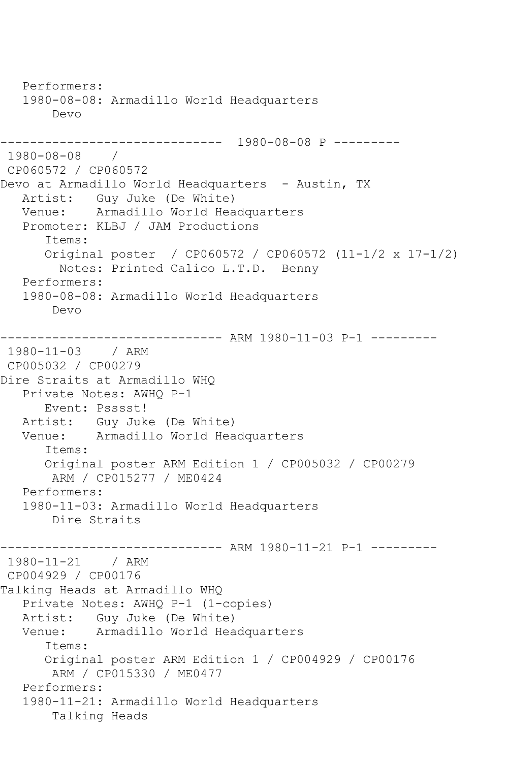```
   Performers:
   1980-08-08: Armadillo World Headquarters
       Devo

------------------------------  1980-08-08 P ---------
 1980-08-08    / 
 CP060572 / CP060572
Devo at Armadillo World Headquarters  - Austin, TX
   Artist:   Guy Juke (De White)
   Venue:    Armadillo World Headquarters
   Promoter: KLBJ / JAM Productions
      Items:
      Original poster  / CP060572 / CP060572 (11-1/2 x 17-1/2)
        Notes: Printed Calico L.T.D.  Benny
   Performers:
   1980-08-08: Armadillo World Headquarters
       Devo

------------------------------ ARM 1980-11-03 P-1 ---------
 1980-11-03    / ARM 
 CP005032 / CP00279
Dire Straits at Armadillo WHQ
   Private Notes: AWHQ P-1
      Event: Psssst!
   Artist:   Guy Juke (De White)
   Venue:    Armadillo World Headquarters
      Items:
      Original poster ARM Edition 1 / CP005032 / CP00279
       ARM / CP015277 / ME0424
   Performers:
   1980-11-03: Armadillo World Headquarters
       Dire Straits

------------------------------ ARM 1980-11-21 P-1 ---------
 1980-11-21    / ARM 
 CP004929 / CP00176
Talking Heads at Armadillo WHQ
   Private Notes: AWHQ P-1 (1-copies)
   Artist:   Guy Juke (De White)
   Venue:    Armadillo World Headquarters
      Items:
      Original poster ARM Edition 1 / CP004929 / CP00176
       ARM / CP015330 / ME0477
   Performers:
   1980-11-21: Armadillo World Headquarters
       Talking Heads
```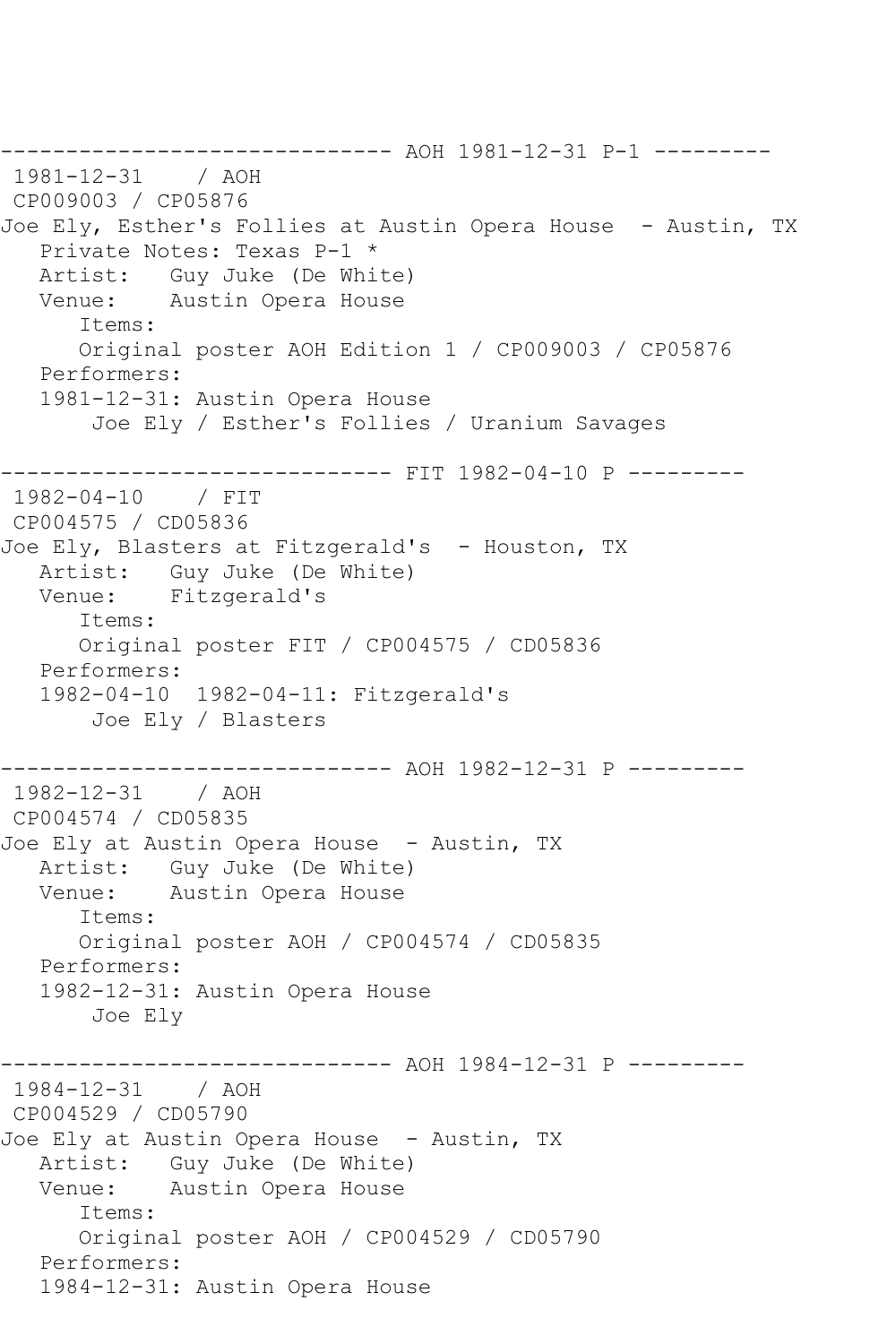------------------------------ AOH 1981-12-31 P-1 ---------
1981-12-31    / AOH
CP009003 / CP05876
Joe Ely, Esther's Follies at Austin Opera House  - Austin, TX
   Private Notes: Texas P-1 *
   Artist:   Guy Juke (De White)
   Venue:    Austin Opera House
      Items:
      Original poster AOH Edition 1 / CP009003 / CP05876
   Performers:
   1981-12-31: Austin Opera House
       Joe Ely / Esther's Follies / Uranium Savages

------------------------------ FIT 1982-04-10 P ---------
1982-04-10    / FIT
CP004575 / CD05836
Joe Ely, Blasters at Fitzgerald's  - Houston, TX
   Artist:   Guy Juke (De White)
   Venue:    Fitzgerald's
      Items:
      Original poster FIT / CP004575 / CD05836
   Performers:
   1982-04-10  1982-04-11: Fitzgerald's
       Joe Ely / Blasters

------------------------------ AOH 1982-12-31 P ---------
1982-12-31    / AOH
CP004574 / CD05835
Joe Ely at Austin Opera House  - Austin, TX
   Artist:   Guy Juke (De White)
   Venue:    Austin Opera House
      Items:
      Original poster AOH / CP004574 / CD05835
   Performers:
   1982-12-31: Austin Opera House
       Joe Ely

------------------------------ AOH 1984-12-31 P ---------
1984-12-31    / AOH
CP004529 / CD05790
Joe Ely at Austin Opera House  - Austin, TX
   Artist:   Guy Juke (De White)
   Venue:    Austin Opera House
      Items:
      Original poster AOH / CP004529 / CD05790
   Performers:
   1984-12-31: Austin Opera House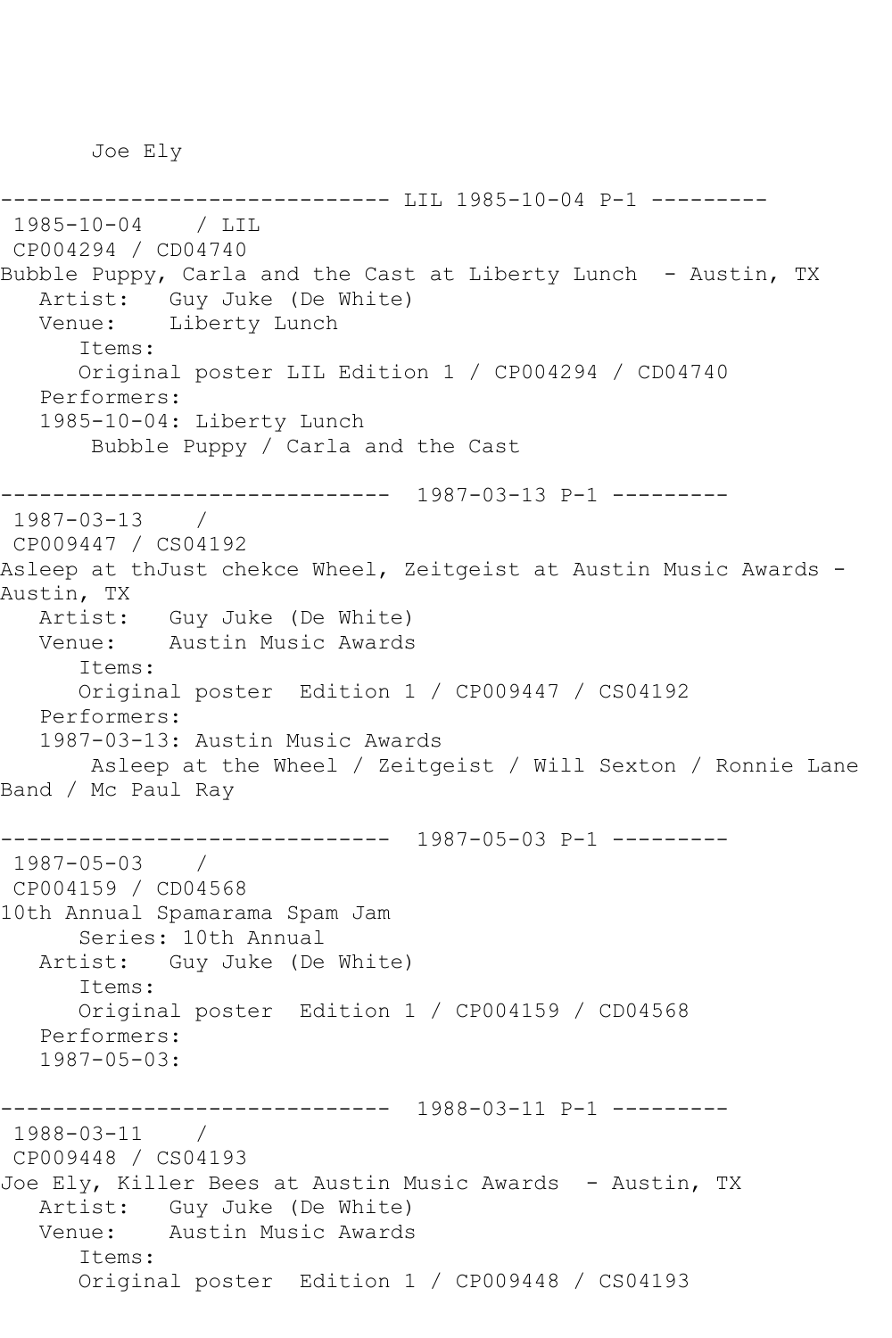Joe Ely

------------------------------ LIL 1985-10-04 P-1 ---------
1985-10-04 / LIL
CP004294 / CD04740
Bubble Puppy, Carla and the Cast at Liberty Lunch - Austin, TX
Artist: Guy Juke (De White)
Venue: Liberty Lunch
Items:
Original poster LIL Edition 1 / CP004294 / CD04740
Performers:
1985-10-04: Liberty Lunch
Bubble Puppy / Carla and the Cast

------------------------------ 1987-03-13 P-1 ---------
1987-03-13 /
CP009447 / CS04192
Asleep at thJust chekce Wheel, Zeitgeist at Austin Music Awards - Austin, TX
Artist: Guy Juke (De White)
Venue: Austin Music Awards
Items:
Original poster Edition 1 / CP009447 / CS04192
Performers:
1987-03-13: Austin Music Awards
Asleep at the Wheel / Zeitgeist / Will Sexton / Ronnie Lane Band / Mc Paul Ray

------------------------------ 1987-05-03 P-1 ---------
1987-05-03 /
CP004159 / CD04568
10th Annual Spamarama Spam Jam
Series: 10th Annual
Artist: Guy Juke (De White)
Items:
Original poster Edition 1 / CP004159 / CD04568
Performers:
1987-05-03:

------------------------------ 1988-03-11 P-1 ---------
1988-03-11 /
CP009448 / CS04193
Joe Ely, Killer Bees at Austin Music Awards - Austin, TX
Artist: Guy Juke (De White)
Venue: Austin Music Awards
Items:
Original poster Edition 1 / CP009448 / CS04193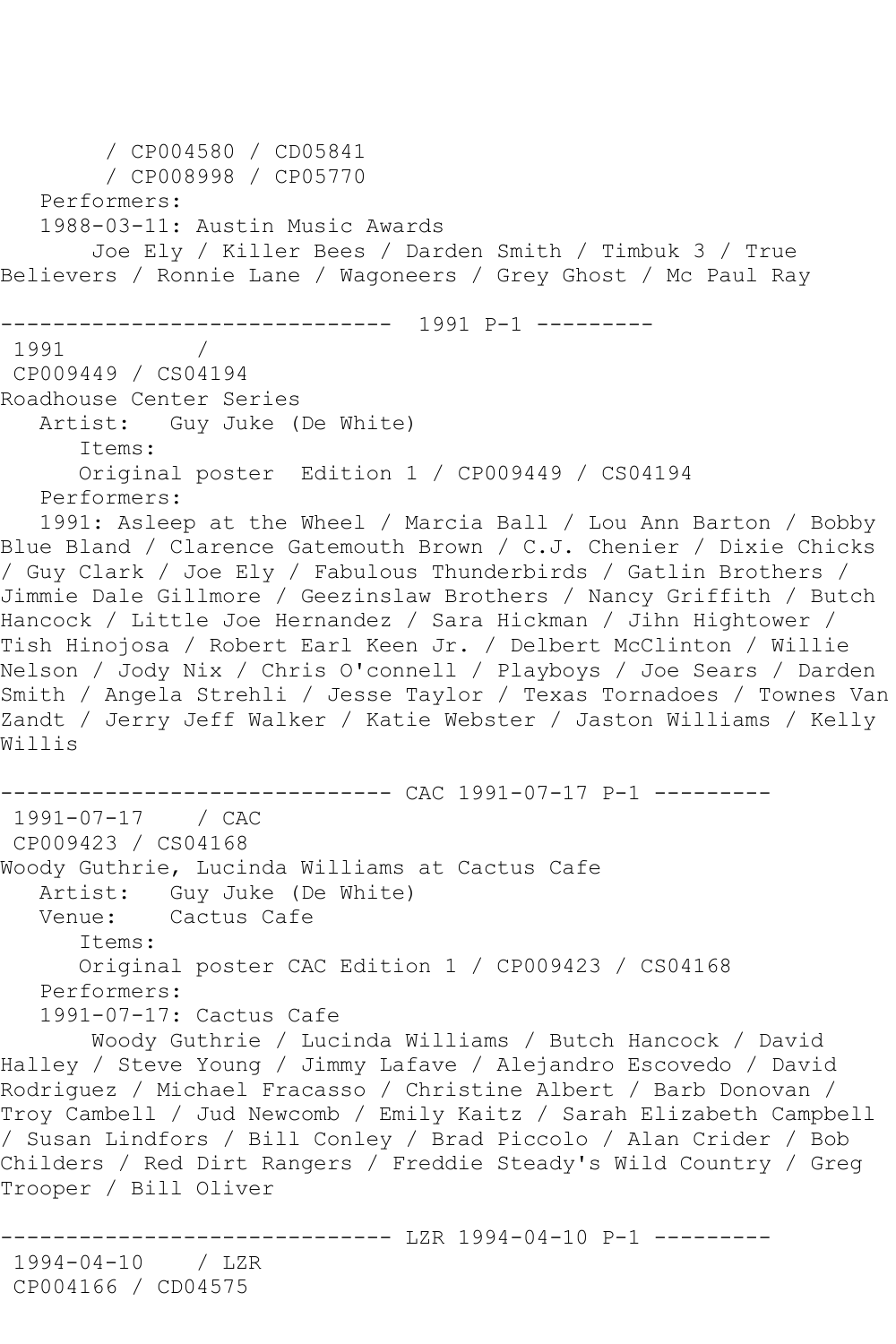/ CP004580 / CD05841
/ CP008998 / CP05770

Performers:

1988-03-11: Austin Music Awards

Joe Ely / Killer Bees / Darden Smith / Timbuk 3 / True Believers / Ronnie Lane / Wagoneers / Grey Ghost / Mc Paul Ray

------------------------------ 1991 P-1 ---------

1991 /

CP009449 / CS04194

Roadhouse Center Series

Artist: Guy Juke (De White)

Items:

Original poster Edition 1 / CP009449 / CS04194

Performers:

1991: Asleep at the Wheel / Marcia Ball / Lou Ann Barton / Bobby Blue Bland / Clarence Gatemouth Brown / C.J. Chenier / Dixie Chicks / Guy Clark / Joe Ely / Fabulous Thunderbirds / Gatlin Brothers / Jimmie Dale Gillmore / Geezinslaw Brothers / Nancy Griffith / Butch Hancock / Little Joe Hernandez / Sara Hickman / Jihn Hightower / Tish Hinojosa / Robert Earl Keen Jr. / Delbert McClinton / Willie Nelson / Jody Nix / Chris O'connell / Playboys / Joe Sears / Darden Smith / Angela Strehli / Jesse Taylor / Texas Tornadoes / Townes Van Zandt / Jerry Jeff Walker / Katie Webster / Jaston Williams / Kelly Willis

------------------------------ CAC 1991-07-17 P-1 ---------

1991-07-17 / CAC

CP009423 / CS04168

Woody Guthrie, Lucinda Williams at Cactus Cafe

Artist: Guy Juke (De White)

Venue: Cactus Cafe

Items:

Original poster CAC Edition 1 / CP009423 / CS04168

Performers:

1991-07-17: Cactus Cafe

Woody Guthrie / Lucinda Williams / Butch Hancock / David Halley / Steve Young / Jimmy Lafave / Alejandro Escovedo / David Rodriguez / Michael Fracasso / Christine Albert / Barb Donovan / Troy Cambell / Jud Newcomb / Emily Kaitz / Sarah Elizabeth Campbell / Susan Lindfors / Bill Conley / Brad Piccolo / Alan Crider / Bob Childers / Red Dirt Rangers / Freddie Steady's Wild Country / Greg Trooper / Bill Oliver

------------------------------ LZR 1994-04-10 P-1 ---------

1994-04-10 / LZR

CP004166 / CD04575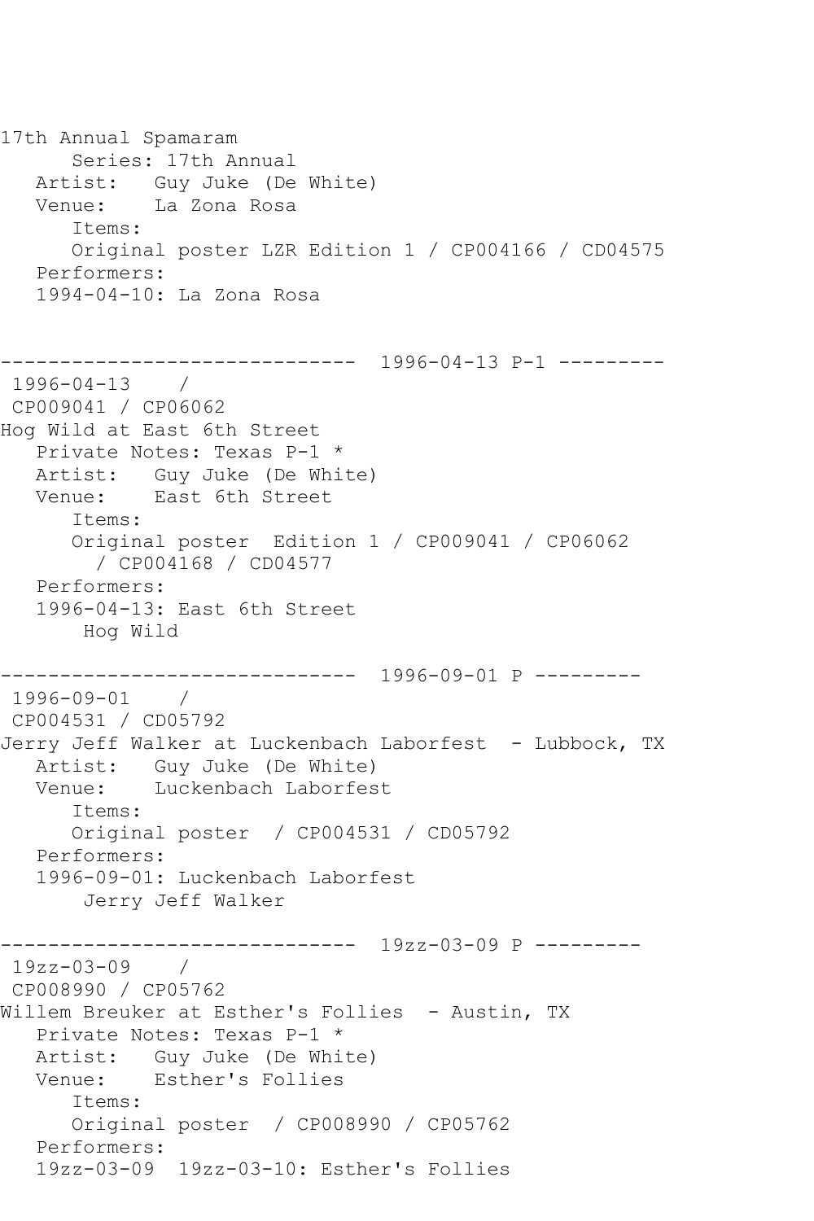17th Annual Spamaram
      Series: 17th Annual
   Artist:   Guy Juke (De White)
   Venue:    La Zona Rosa
      Items:
      Original poster LZR Edition 1 / CP004166 / CD04575
   Performers:
   1994-04-10: La Zona Rosa

------------------------------  1996-04-13 P-1 ---------
 1996-04-13    /
 CP009041 / CP06062
Hog Wild at East 6th Street
   Private Notes: Texas P-1 *
   Artist:   Guy Juke (De White)
   Venue:    East 6th Street
      Items:
      Original poster  Edition 1 / CP009041 / CP06062
        / CP004168 / CD04577
   Performers:
   1996-04-13: East 6th Street
       Hog Wild

------------------------------  1996-09-01 P ---------
 1996-09-01    /
 CP004531 / CD05792
Jerry Jeff Walker at Luckenbach Laborfest  - Lubbock, TX
   Artist:   Guy Juke (De White)
   Venue:    Luckenbach Laborfest
      Items:
      Original poster  / CP004531 / CD05792
   Performers:
   1996-09-01: Luckenbach Laborfest
       Jerry Jeff Walker

------------------------------  19zz-03-09 P ---------
 19zz-03-09    /
 CP008990 / CP05762
Willem Breuker at Esther's Follies  - Austin, TX
   Private Notes: Texas P-1 *
   Artist:   Guy Juke (De White)
   Venue:    Esther's Follies
      Items:
      Original poster  / CP008990 / CP05762
   Performers:
   19zz-03-09  19zz-03-10: Esther's Follies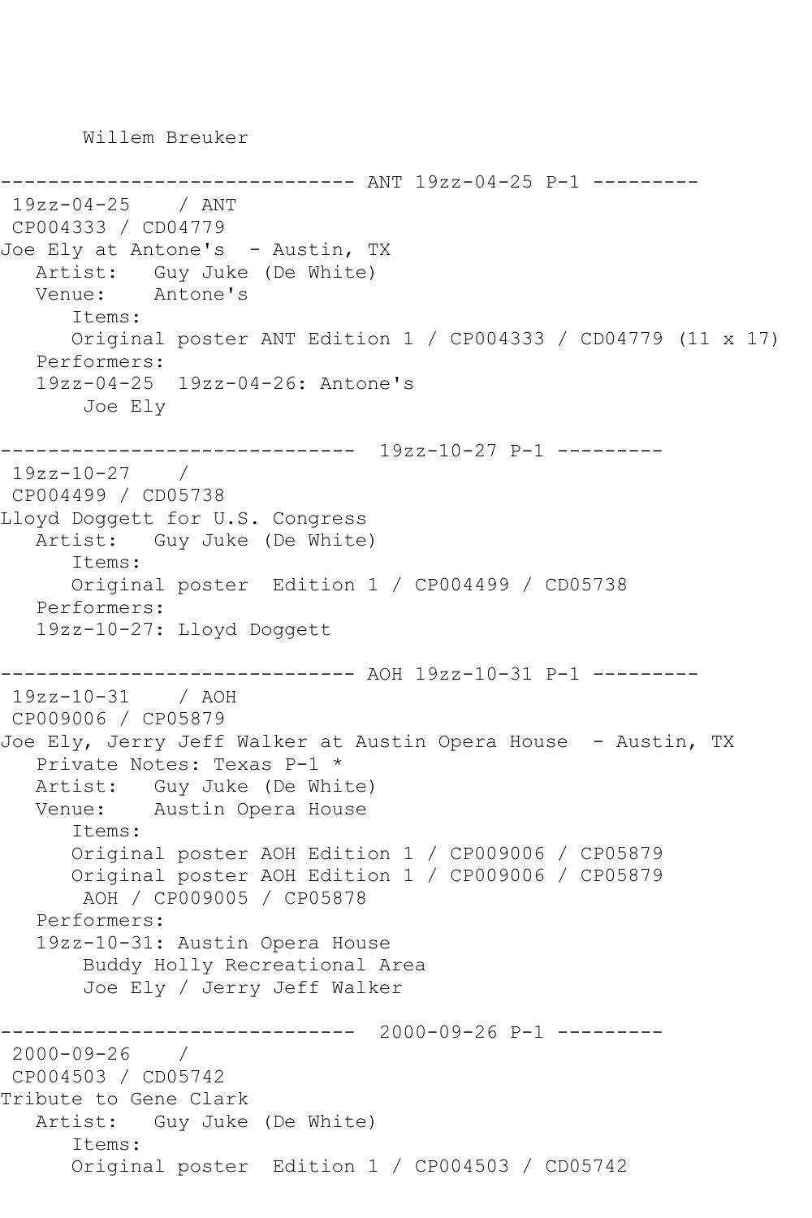```
       Willem Breuker

------------------------------ ANT 19zz-04-25 P-1 ---------
 19zz-04-25    / ANT
 CP004333 / CD04779
Joe Ely at Antone's  - Austin, TX
   Artist:   Guy Juke (De White)
   Venue:    Antone's
      Items:
      Original poster ANT Edition 1 / CP004333 / CD04779 (11 x 17)
   Performers:
   19zz-04-25  19zz-04-26: Antone's
       Joe Ely

------------------------------  19zz-10-27 P-1 ---------
 19zz-10-27    /
 CP004499 / CD05738
Lloyd Doggett for U.S. Congress
   Artist:   Guy Juke (De White)
      Items:
      Original poster  Edition 1 / CP004499 / CD05738
   Performers:
   19zz-10-27: Lloyd Doggett

------------------------------ AOH 19zz-10-31 P-1 ---------
 19zz-10-31    / AOH
 CP009006 / CP05879
Joe Ely, Jerry Jeff Walker at Austin Opera House  - Austin, TX
   Private Notes: Texas P-1 *
   Artist:   Guy Juke (De White)
   Venue:    Austin Opera House
      Items:
      Original poster AOH Edition 1 / CP009006 / CP05879
      Original poster AOH Edition 1 / CP009006 / CP05879
       AOH / CP009005 / CP05878
   Performers:
   19zz-10-31: Austin Opera House
       Buddy Holly Recreational Area
       Joe Ely / Jerry Jeff Walker

------------------------------  2000-09-26 P-1 ---------
 2000-09-26    /
 CP004503 / CD05742
Tribute to Gene Clark
   Artist:   Guy Juke (De White)
      Items:
      Original poster  Edition 1 / CP004503 / CD05742
```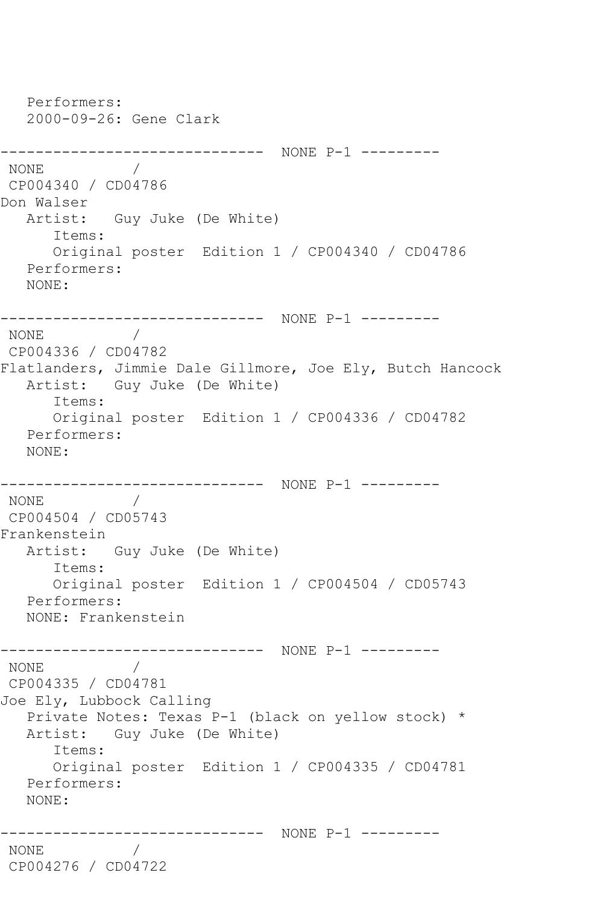Performers:
   2000-09-26: Gene Clark

------------------------------ NONE P-1 ---------
 NONE / 
 CP004340 / CD04786
Don Walser
   Artist: Guy Juke (De White)
      Items:
      Original poster Edition 1 / CP004340 / CD04786
   Performers:
   NONE:

------------------------------ NONE P-1 ---------
 NONE / 
 CP004336 / CD04782
Flatlanders, Jimmie Dale Gillmore, Joe Ely, Butch Hancock
   Artist: Guy Juke (De White)
      Items:
      Original poster Edition 1 / CP004336 / CD04782
   Performers:
   NONE:

------------------------------ NONE P-1 ---------
 NONE / 
 CP004504 / CD05743
Frankenstein
   Artist: Guy Juke (De White)
      Items:
      Original poster Edition 1 / CP004504 / CD05743
   Performers:
   NONE: Frankenstein

------------------------------ NONE P-1 ---------
 NONE / 
 CP004335 / CD04781
Joe Ely, Lubbock Calling
   Private Notes: Texas P-1 (black on yellow stock) *
   Artist: Guy Juke (De White)
      Items:
      Original poster Edition 1 / CP004335 / CD04781
   Performers:
   NONE:

------------------------------ NONE P-1 ---------
 NONE / 
 CP004276 / CD04722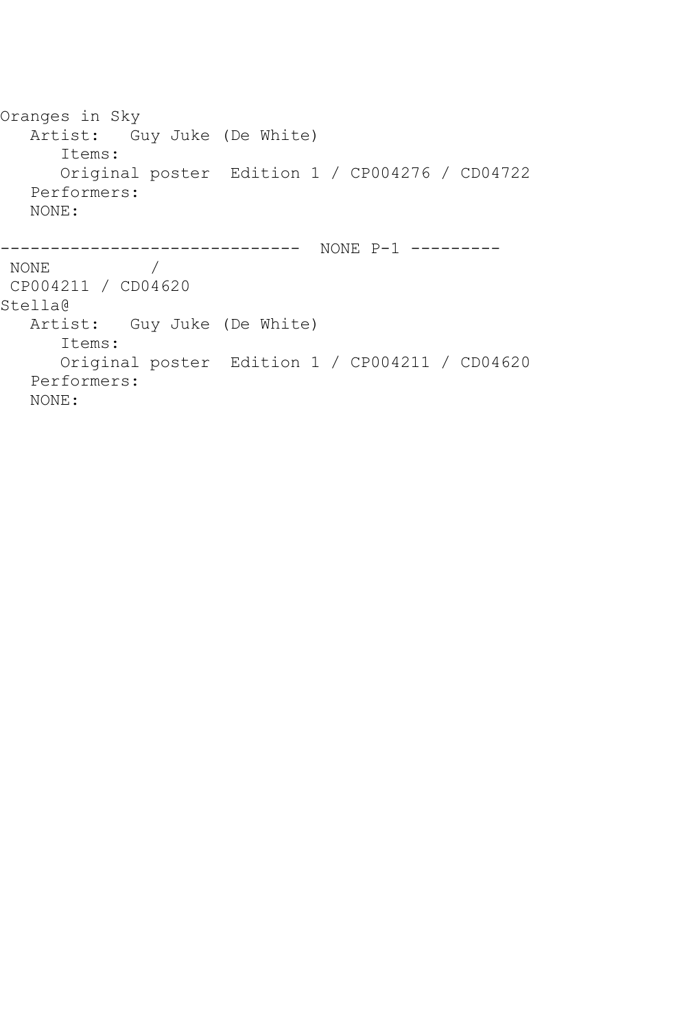Oranges in Sky
   Artist:   Guy Juke (De White)
      Items:
      Original poster  Edition 1 / CP004276 / CD04722
   Performers:
   NONE:

------------------------------  NONE P-1 ---------
 NONE          /
 CP004211 / CD04620
Stella@
   Artist:   Guy Juke (De White)
      Items:
      Original poster  Edition 1 / CP004211 / CD04620
   Performers:
   NONE: